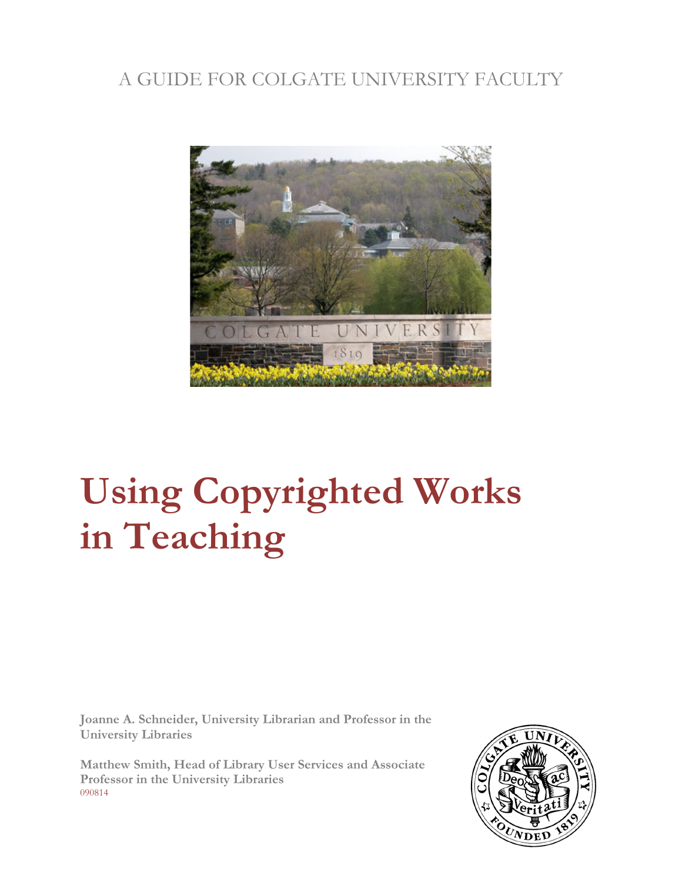A GUIDE FOR COLGATE UNIVERSITY FACULTY

# Using Copyrighted Works in Teaching

**Joanne A. Schneider, University Librarian and Professor in the University Libraries**

**Matthew Smith, Head of Library User Services and Associate Professor in the University Libraries**

090814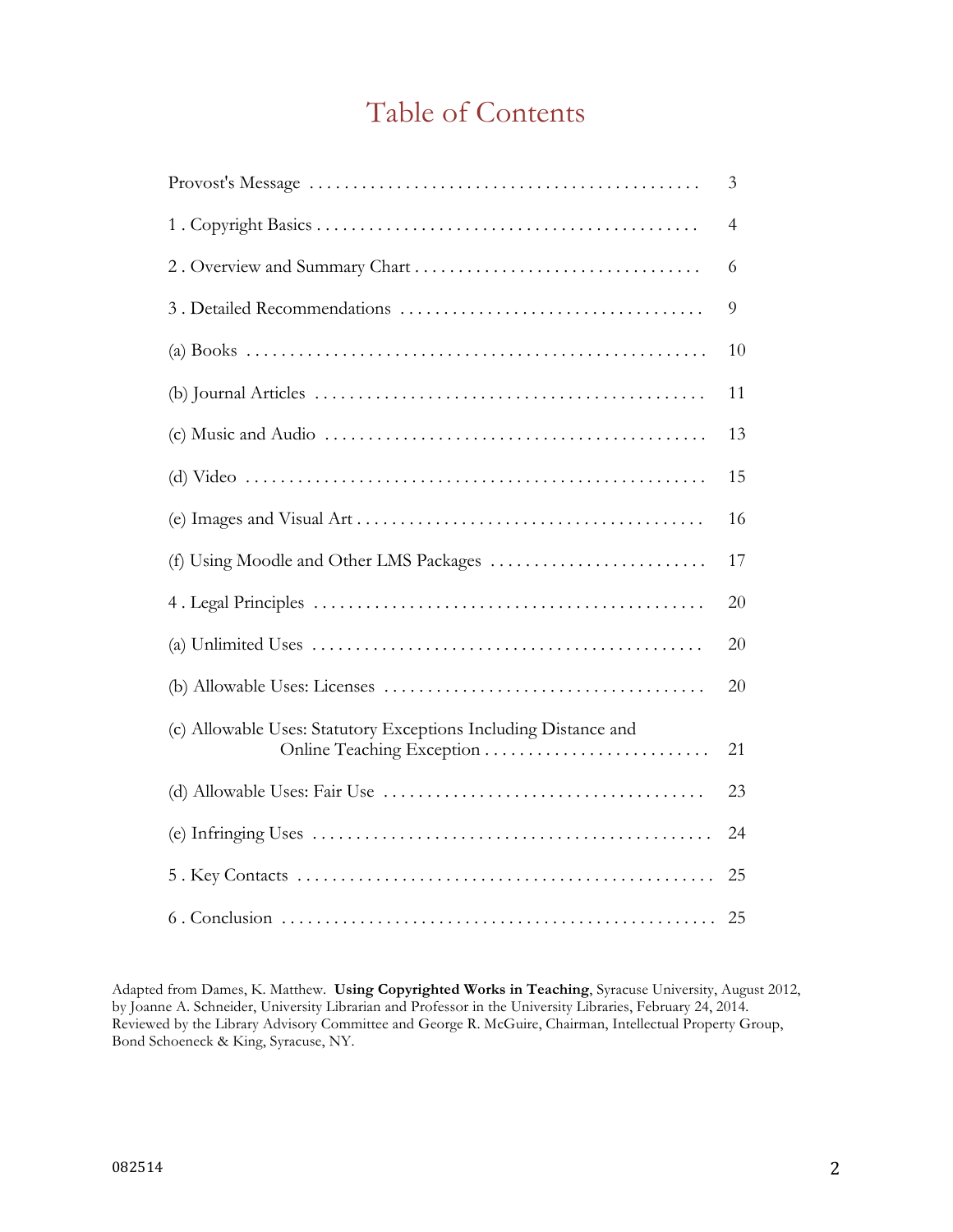# Table of Contents

| | |
|---|---|
| Provost's Message | 3 |
| 1 . Copyright Basics | 4 |
| 2 . Overview and Summary Chart | 6 |
| 3 . Detailed Recommendations | 9 |
| (a) Books | 10 |
| (b) Journal Articles | 11 |
| (c) Music and Audio | 13 |
| (d) Video | 15 |
| (e) Images and Visual Art | 16 |
| (f) Using Moodle and Other LMS Packages | 17 |
| 4 . Legal Principles | 20 |
| (a) Unlimited Uses | 20 |
| (b) Allowable Uses: Licenses | 20 |
| (c) Allowable Uses: Statutory Exceptions Including Distance and Online Teaching Exception | 21 |
| (d) Allowable Uses: Fair Use | 23 |
| (e) Infringing Uses | 24 |
| 5 . Key Contacts | 25 |
| 6 . Conclusion | 25 |

Adapted from Dames, K. Matthew. **Using Copyrighted Works in Teaching**, Syracuse University, August 2012, by Joanne A. Schneider, University Librarian and Professor in the University Libraries, February 24, 2014. Reviewed by the Library Advisory Committee and George R. McGuire, Chairman, Intellectual Property Group, Bond Schoeneck & King, Syracuse, NY.

082514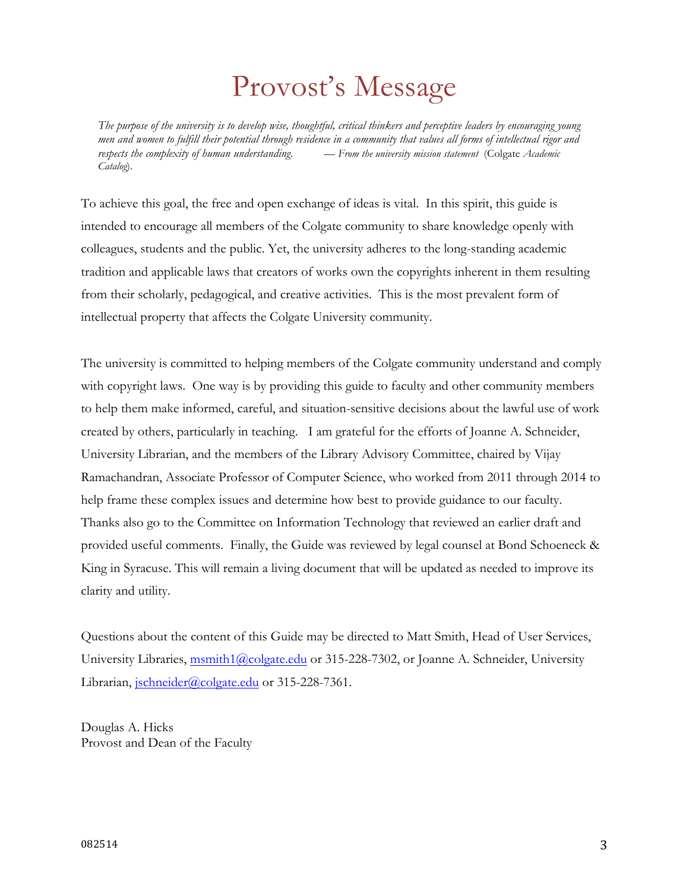# Provost's Message

*The purpose of the university is to develop wise, thoughtful, critical thinkers and perceptive leaders by encouraging young men and women to fulfill their potential through residence in a community that values all forms of intellectual rigor and respects the complexity of human understanding.* — *From the university mission statement* (Colgate *Academic Catalog*).

To achieve this goal, the free and open exchange of ideas is vital. In this spirit, this guide is intended to encourage all members of the Colgate community to share knowledge openly with colleagues, students and the public. Yet, the university adheres to the long-standing academic tradition and applicable laws that creators of works own the copyrights inherent in them resulting from their scholarly, pedagogical, and creative activities. This is the most prevalent form of intellectual property that affects the Colgate University community.

The university is committed to helping members of the Colgate community understand and comply with copyright laws. One way is by providing this guide to faculty and other community members to help them make informed, careful, and situation-sensitive decisions about the lawful use of work created by others, particularly in teaching. I am grateful for the efforts of Joanne A. Schneider, University Librarian, and the members of the Library Advisory Committee, chaired by Vijay Ramachandran, Associate Professor of Computer Science, who worked from 2011 through 2014 to help frame these complex issues and determine how best to provide guidance to our faculty. Thanks also go to the Committee on Information Technology that reviewed an earlier draft and provided useful comments. Finally, the Guide was reviewed by legal counsel at Bond Schoeneck & King in Syracuse. This will remain a living document that will be updated as needed to improve its clarity and utility.

Questions about the content of this Guide may be directed to Matt Smith, Head of User Services, University Libraries, msmith1@colgate.edu or 315-228-7302, or Joanne A. Schneider, University Librarian, jschneider@colgate.edu or 315-228-7361.

Douglas A. Hicks
Provost and Dean of the Faculty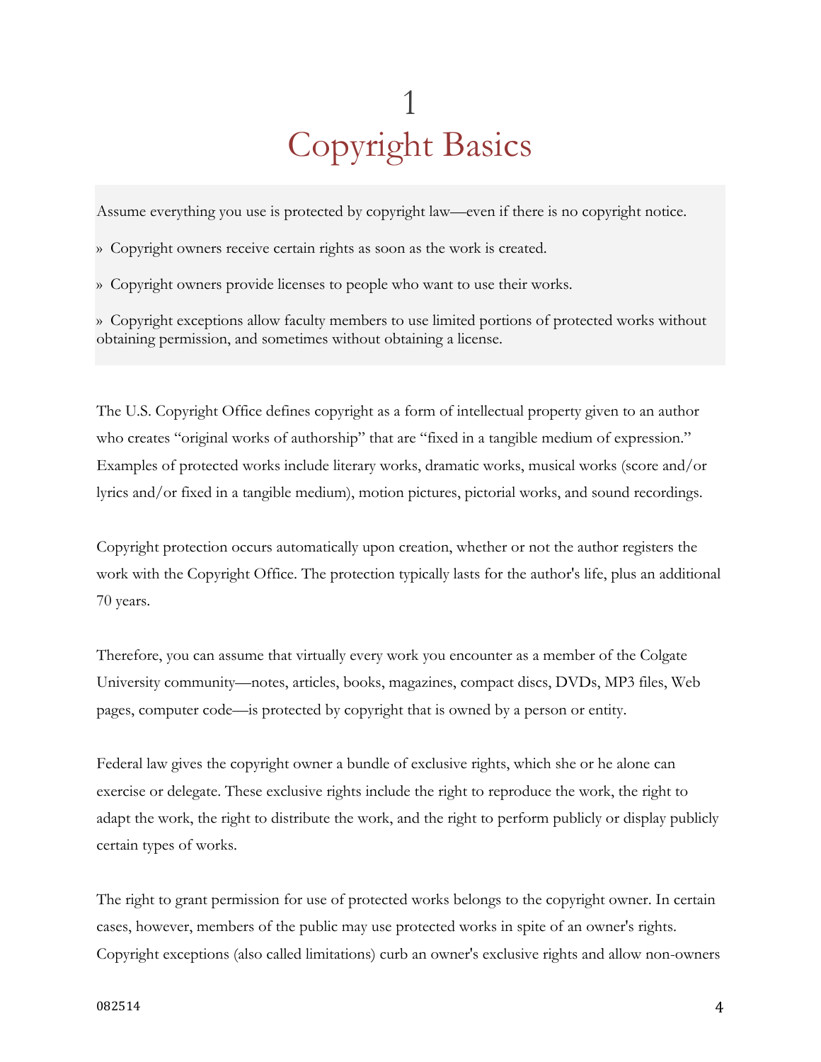# 1 Copyright Basics

Assume everything you use is protected by copyright law—even if there is no copyright notice.

» Copyright owners receive certain rights as soon as the work is created.

» Copyright owners provide licenses to people who want to use their works.

» Copyright exceptions allow faculty members to use limited portions of protected works without obtaining permission, and sometimes without obtaining a license.

The U.S. Copyright Office defines copyright as a form of intellectual property given to an author who creates "original works of authorship" that are "fixed in a tangible medium of expression." Examples of protected works include literary works, dramatic works, musical works (score and/or lyrics and/or fixed in a tangible medium), motion pictures, pictorial works, and sound recordings.

Copyright protection occurs automatically upon creation, whether or not the author registers the work with the Copyright Office. The protection typically lasts for the author's life, plus an additional 70 years.

Therefore, you can assume that virtually every work you encounter as a member of the Colgate University community—notes, articles, books, magazines, compact discs, DVDs, MP3 files, Web pages, computer code—is protected by copyright that is owned by a person or entity.

Federal law gives the copyright owner a bundle of exclusive rights, which she or he alone can exercise or delegate. These exclusive rights include the right to reproduce the work, the right to adapt the work, the right to distribute the work, and the right to perform publicly or display publicly certain types of works.

The right to grant permission for use of protected works belongs to the copyright owner. In certain cases, however, members of the public may use protected works in spite of an owner's rights. Copyright exceptions (also called limitations) curb an owner's exclusive rights and allow non-owners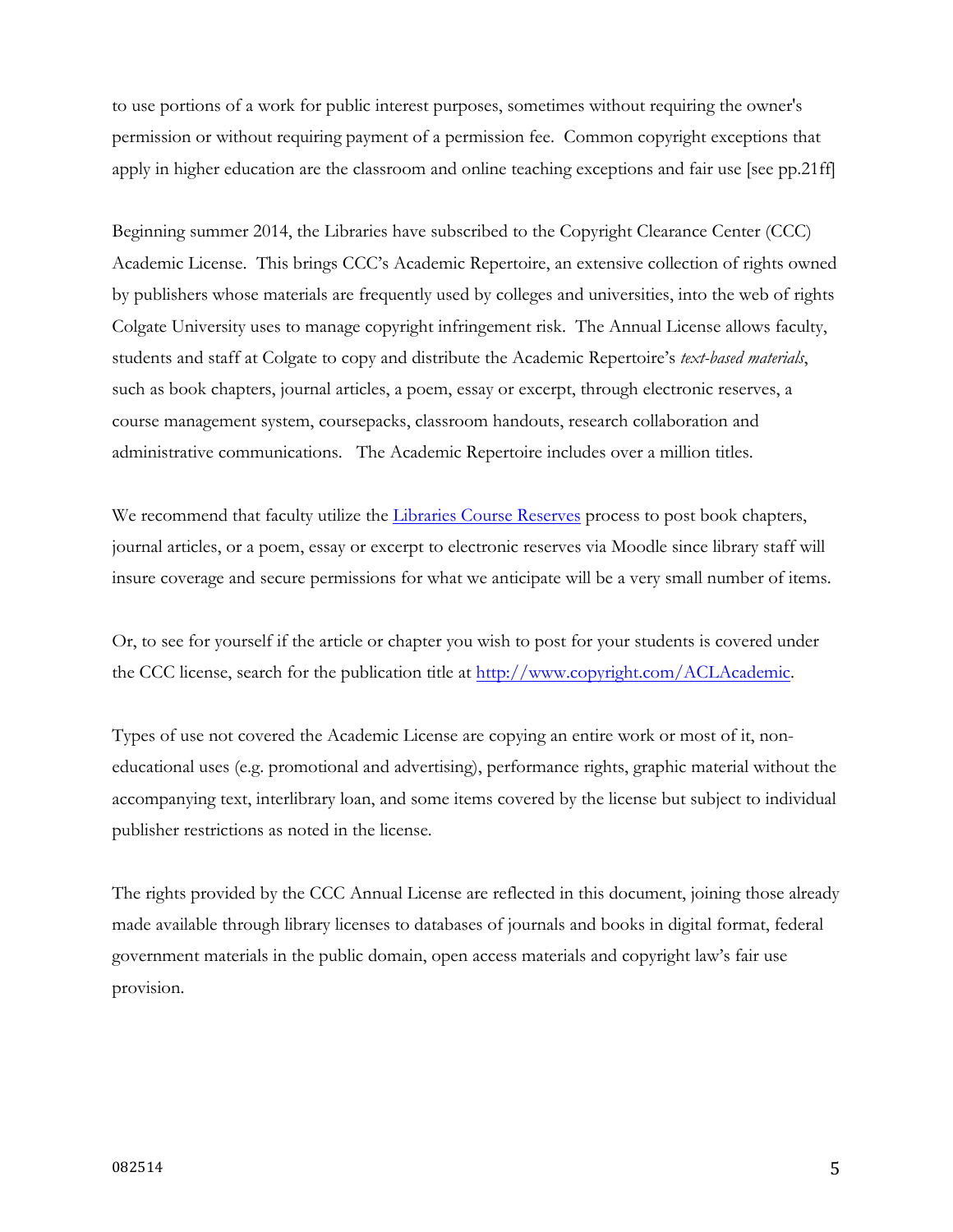to use portions of a work for public interest purposes, sometimes without requiring the owner's permission or without requiring payment of a permission fee. Common copyright exceptions that apply in higher education are the classroom and online teaching exceptions and fair use [see pp.21ff]

Beginning summer 2014, the Libraries have subscribed to the Copyright Clearance Center (CCC) Academic License. This brings CCC's Academic Repertoire, an extensive collection of rights owned by publishers whose materials are frequently used by colleges and universities, into the web of rights Colgate University uses to manage copyright infringement risk. The Annual License allows faculty, students and staff at Colgate to copy and distribute the Academic Repertoire's *text-based materials*, such as book chapters, journal articles, a poem, essay or excerpt, through electronic reserves, a course management system, coursepacks, classroom handouts, research collaboration and administrative communications. The Academic Repertoire includes over a million titles.

We recommend that faculty utilize the [Libraries Course Reserves](#) process to post book chapters, journal articles, or a poem, essay or excerpt to electronic reserves via Moodle since library staff will insure coverage and secure permissions for what we anticipate will be a very small number of items.

Or, to see for yourself if the article or chapter you wish to post for your students is covered under the CCC license, search for the publication title at [http://www.copyright.com/ACLAcademic](http://www.copyright.com/ACLAcademic).

Types of use not covered the Academic License are copying an entire work or most of it, non-educational uses (e.g. promotional and advertising), performance rights, graphic material without the accompanying text, interlibrary loan, and some items covered by the license but subject to individual publisher restrictions as noted in the license.

The rights provided by the CCC Annual License are reflected in this document, joining those already made available through library licenses to databases of journals and books in digital format, federal government materials in the public domain, open access materials and copyright law's fair use provision.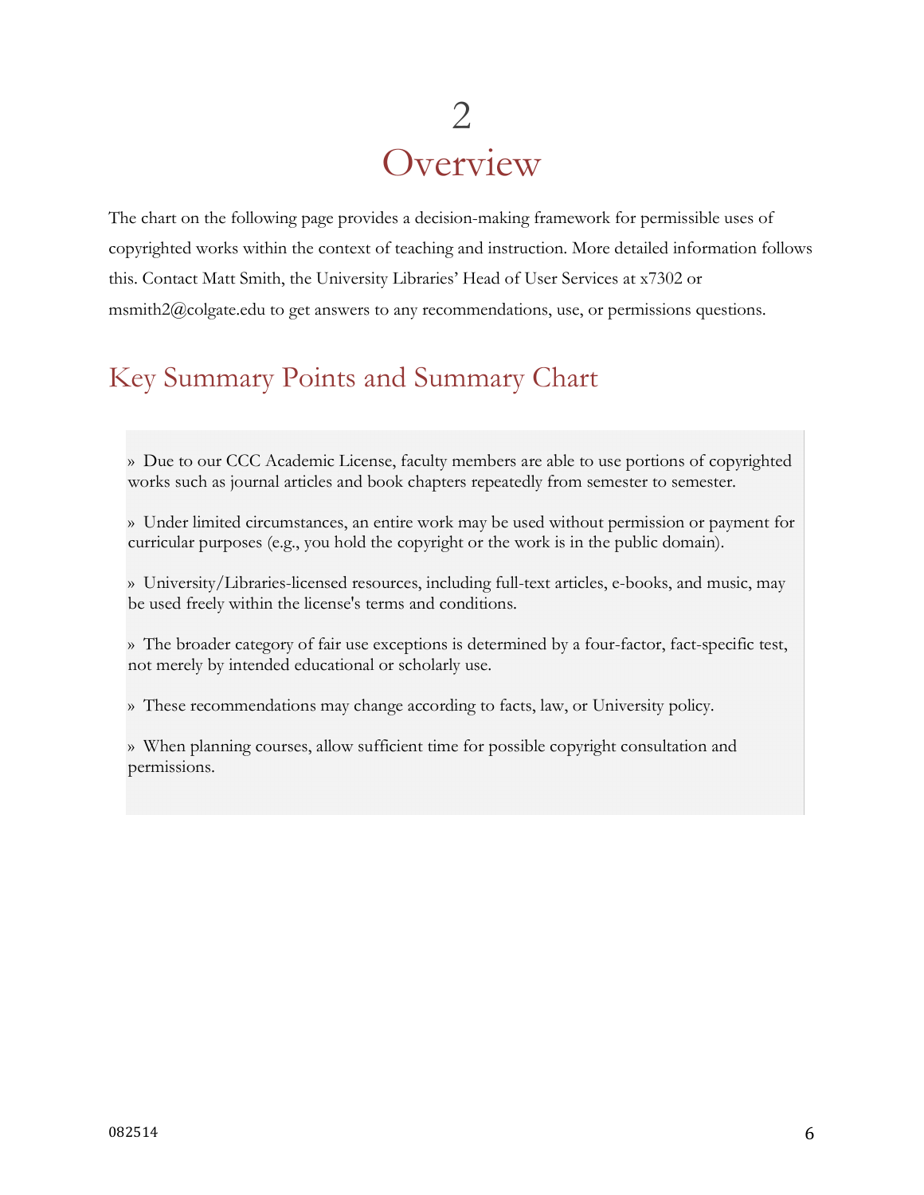# 2 Overview

The chart on the following page provides a decision-making framework for permissible uses of copyrighted works within the context of teaching and instruction. More detailed information follows this. Contact Matt Smith, the University Libraries' Head of User Services at x7302 or msmith2@colgate.edu to get answers to any recommendations, use, or permissions questions.

## Key Summary Points and Summary Chart

» Due to our CCC Academic License, faculty members are able to use portions of copyrighted works such as journal articles and book chapters repeatedly from semester to semester.

» Under limited circumstances, an entire work may be used without permission or payment for curricular purposes (e.g., you hold the copyright or the work is in the public domain).

» University/Libraries-licensed resources, including full-text articles, e-books, and music, may be used freely within the license's terms and conditions.

» The broader category of fair use exceptions is determined by a four-factor, fact-specific test, not merely by intended educational or scholarly use.

» These recommendations may change according to facts, law, or University policy.

» When planning courses, allow sufficient time for possible copyright consultation and permissions.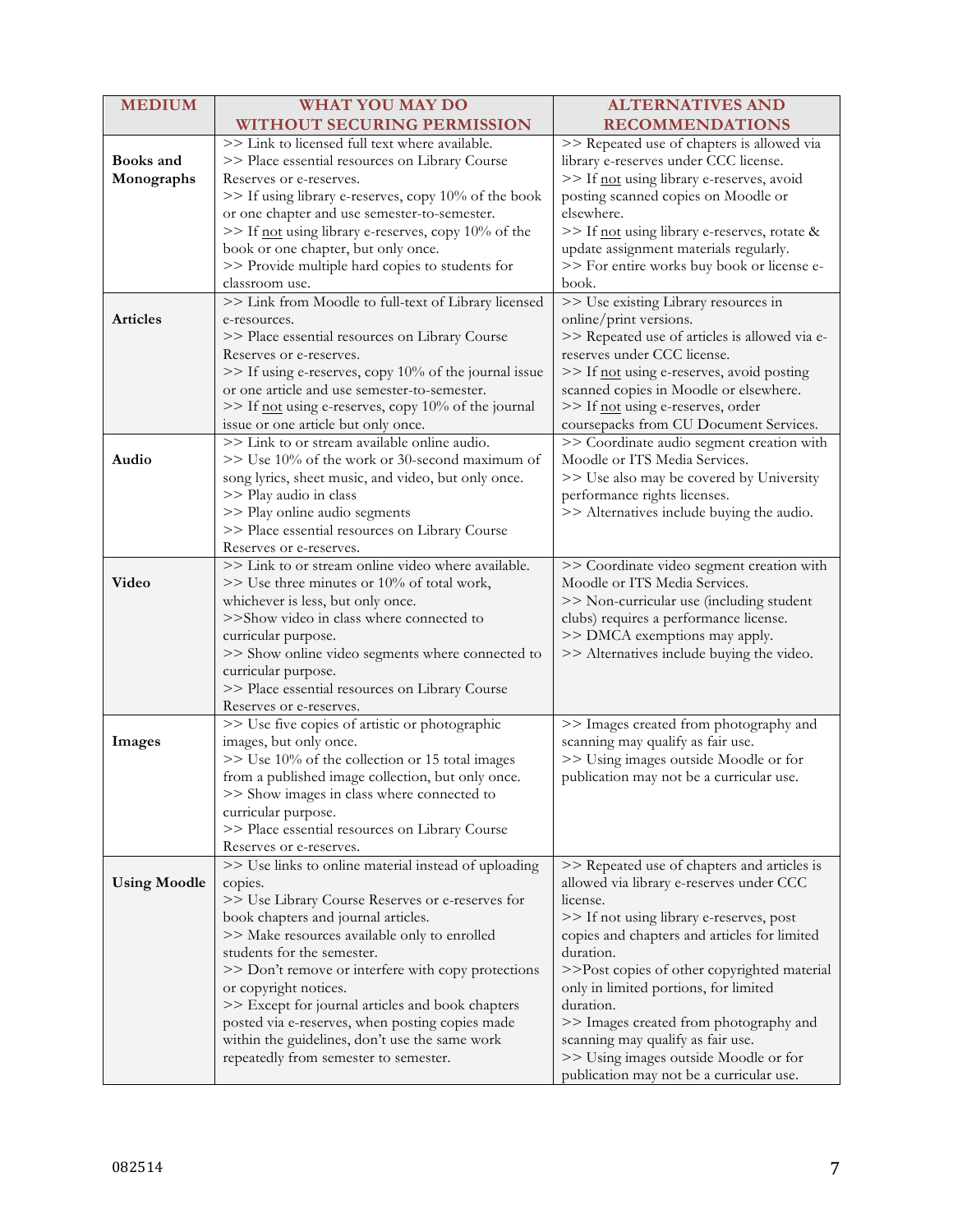| MEDIUM | WHAT YOU MAY DO WITHOUT SECURING PERMISSION | ALTERNATIVES AND RECOMMENDATIONS |
|---|---|---|
| **Books and Monographs** | >> Link to licensed full text where available.<br>>> Place essential resources on Library Course Reserves or e-reserves.<br>>> If using library e-reserves, copy 10% of the book or one chapter and use semester-to-semester.<br>>> If not using library e-reserves, copy 10% of the book or one chapter, but only once.<br>>> Provide multiple hard copies to students for classroom use. | >> Repeated use of chapters is allowed via library e-reserves under CCC license.<br>>> If not using library e-reserves, avoid posting scanned copies on Moodle or elsewhere.<br>>> If not using library e-reserves, rotate & update assignment materials regularly.<br>>> For entire works buy book or license e-book. |
| **Articles** | >> Link from Moodle to full-text of Library licensed e-resources.<br>>> Place essential resources on Library Course Reserves or e-reserves.<br>>> If using e-reserves, copy 10% of the journal issue or one article and use semester-to-semester.<br>>> If not using e-reserves, copy 10% of the journal issue or one article but only once. | >> Use existing Library resources in online/print versions.<br>>> Repeated use of articles is allowed via e-reserves under CCC license.<br>>> If not using e-reserves, avoid posting scanned copies in Moodle or elsewhere.<br>>> If not using e-reserves, order coursepacks from CU Document Services. |
| **Audio** | >> Link to or stream available online audio.<br>>> Use 10% of the work or 30-second maximum of song lyrics, sheet music, and video, but only once.<br>>> Play audio in class<br>>> Play online audio segments<br>>> Place essential resources on Library Course Reserves or e-reserves. | >> Coordinate audio segment creation with Moodle or ITS Media Services.<br>>> Use also may be covered by University performance rights licenses.<br>>> Alternatives include buying the audio. |
| **Video** | >> Link to or stream online video where available.<br>>> Use three minutes or 10% of total work, whichever is less, but only once.<br>>>Show video in class where connected to curricular purpose.<br>>> Show online video segments where connected to curricular purpose.<br>>> Place essential resources on Library Course Reserves or e-reserves. | >> Coordinate video segment creation with Moodle or ITS Media Services.<br>>> Non-curricular use (including student clubs) requires a performance license.<br>>> DMCA exemptions may apply.<br>>> Alternatives include buying the video. |
| **Images** | >> Use five copies of artistic or photographic images, but only once.<br>>> Use 10% of the collection or 15 total images from a published image collection, but only once.<br>>> Show images in class where connected to curricular purpose.<br>>> Place essential resources on Library Course Reserves or e-reserves. | >> Images created from photography and scanning may qualify as fair use.<br>>> Using images outside Moodle or for publication may not be a curricular use. |
| **Using Moodle** | >> Use links to online material instead of uploading copies.<br>>> Use Library Course Reserves or e-reserves for book chapters and journal articles.<br>>> Make resources available only to enrolled students for the semester.<br>>> Don't remove or interfere with copy protections or copyright notices.<br>>> Except for journal articles and book chapters posted via e-reserves, when posting copies made within the guidelines, don't use the same work repeatedly from semester to semester. | >> Repeated use of chapters and articles is allowed via library e-reserves under CCC license.<br>>> If not using library e-reserves, post copies and chapters and articles for limited duration.<br>>>Post copies of other copyrighted material only in limited portions, for limited duration.<br>>> Images created from photography and scanning may qualify as fair use.<br>>> Using images outside Moodle or for publication may not be a curricular use. |

082514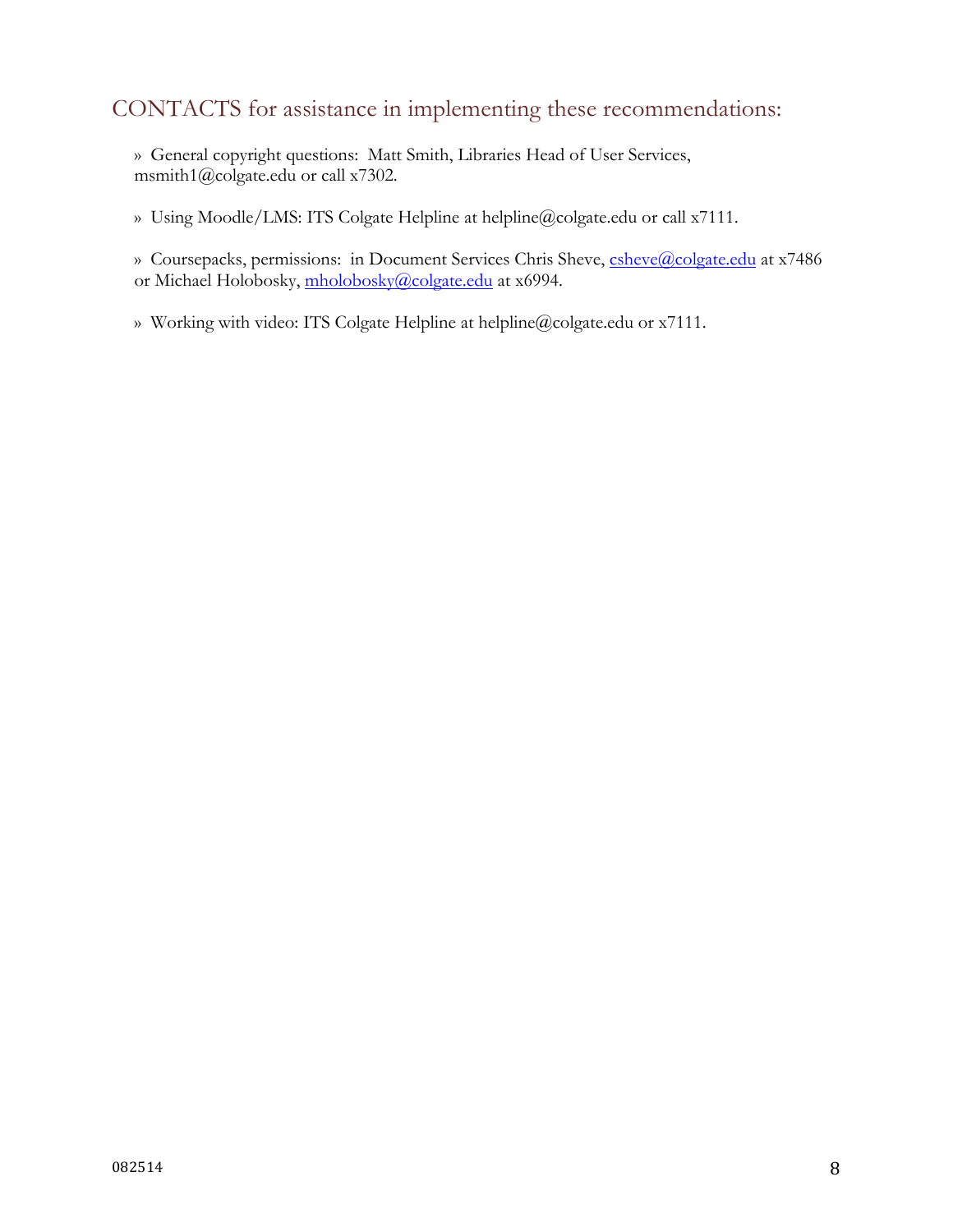## CONTACTS for assistance in implementing these recommendations:

» General copyright questions: Matt Smith, Libraries Head of User Services, msmith1@colgate.edu or call x7302.

» Using Moodle/LMS: ITS Colgate Helpline at helpline@colgate.edu or call x7111.

» Coursepacks, permissions: in Document Services Chris Sheve, csheve@colgate.edu at x7486 or Michael Holobosky, mholobosky@colgate.edu at x6994.

» Working with video: ITS Colgate Helpline at helpline@colgate.edu or x7111.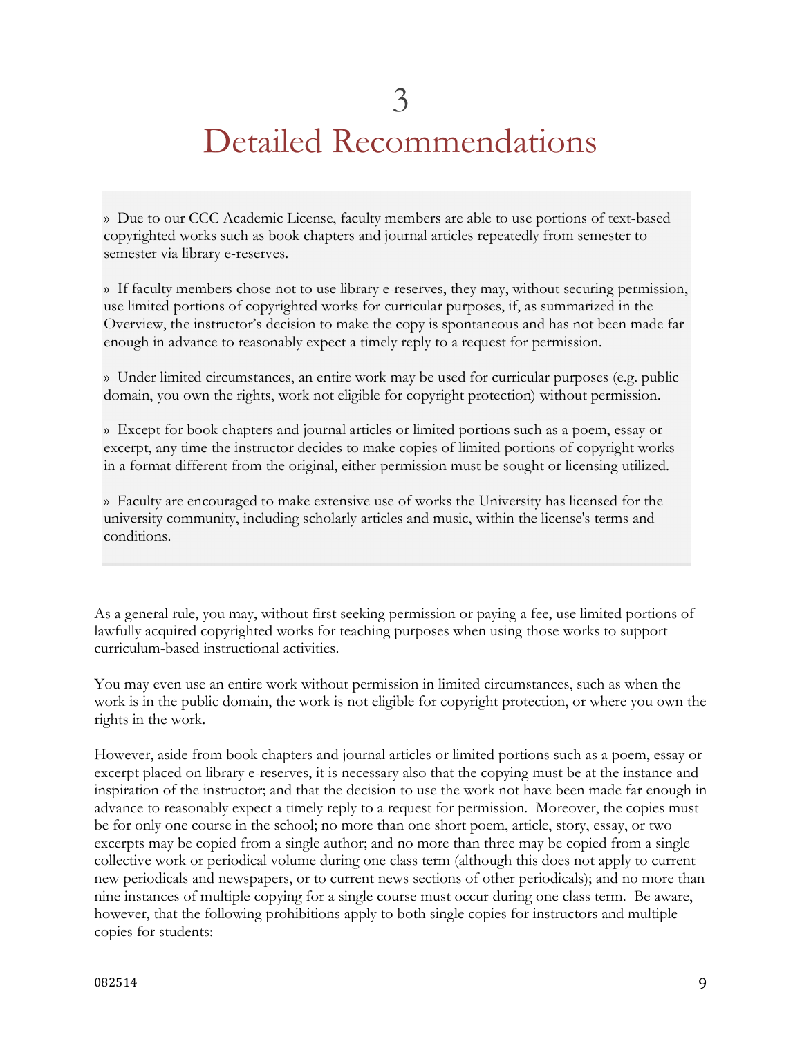# 3 Detailed Recommendations

» Due to our CCC Academic License, faculty members are able to use portions of text-based copyrighted works such as book chapters and journal articles repeatedly from semester to semester via library e-reserves.

» If faculty members chose not to use library e-reserves, they may, without securing permission, use limited portions of copyrighted works for curricular purposes, if, as summarized in the Overview, the instructor's decision to make the copy is spontaneous and has not been made far enough in advance to reasonably expect a timely reply to a request for permission.

» Under limited circumstances, an entire work may be used for curricular purposes (e.g. public domain, you own the rights, work not eligible for copyright protection) without permission.

» Except for book chapters and journal articles or limited portions such as a poem, essay or excerpt, any time the instructor decides to make copies of limited portions of copyright works in a format different from the original, either permission must be sought or licensing utilized.

» Faculty are encouraged to make extensive use of works the University has licensed for the university community, including scholarly articles and music, within the license's terms and conditions.

As a general rule, you may, without first seeking permission or paying a fee, use limited portions of lawfully acquired copyrighted works for teaching purposes when using those works to support curriculum-based instructional activities.

You may even use an entire work without permission in limited circumstances, such as when the work is in the public domain, the work is not eligible for copyright protection, or where you own the rights in the work.

However, aside from book chapters and journal articles or limited portions such as a poem, essay or excerpt placed on library e-reserves, it is necessary also that the copying must be at the instance and inspiration of the instructor; and that the decision to use the work not have been made far enough in advance to reasonably expect a timely reply to a request for permission. Moreover, the copies must be for only one course in the school; no more than one short poem, article, story, essay, or two excerpts may be copied from a single author; and no more than three may be copied from a single collective work or periodical volume during one class term (although this does not apply to current new periodicals and newspapers, or to current news sections of other periodicals); and no more than nine instances of multiple copying for a single course must occur during one class term. Be aware, however, that the following prohibitions apply to both single copies for instructors and multiple copies for students: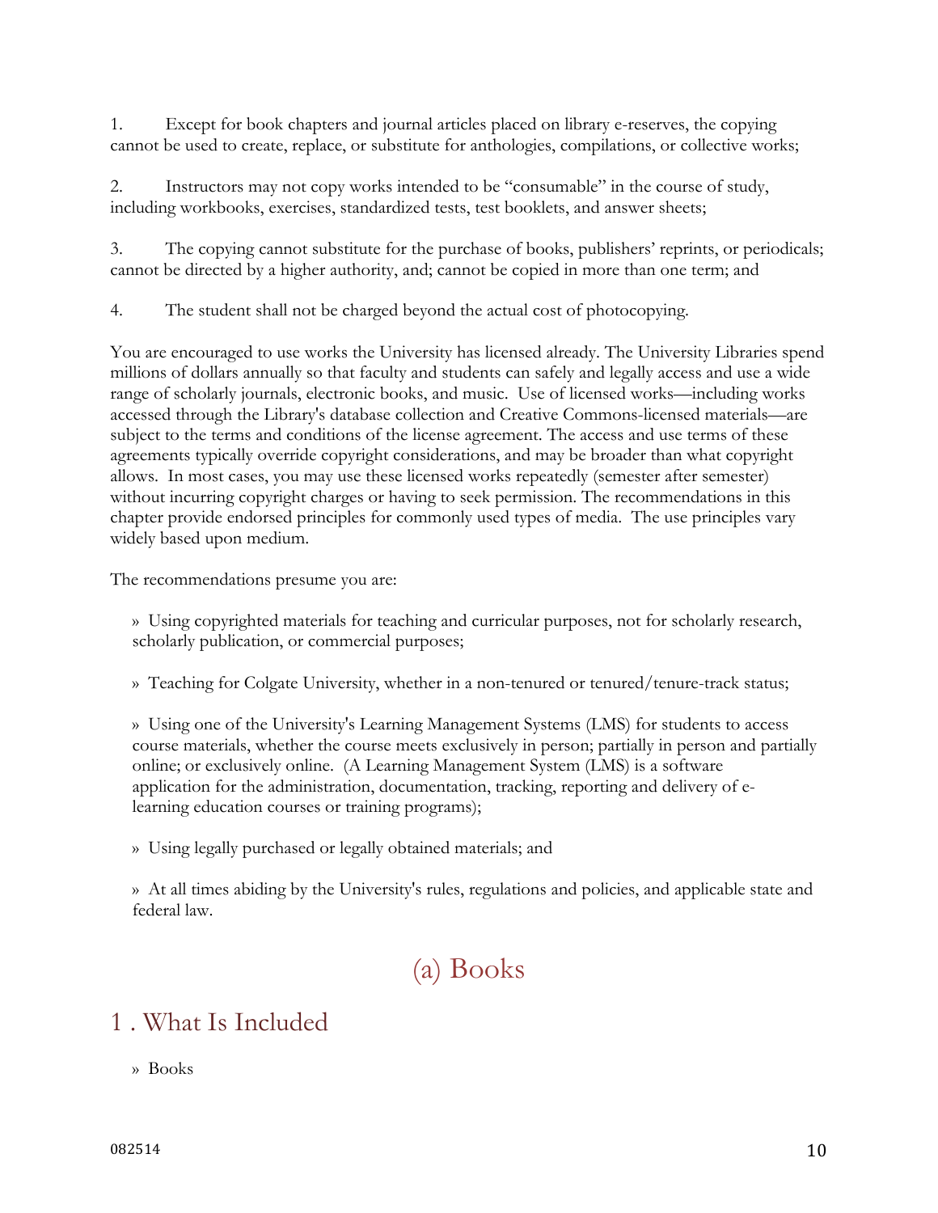1. Except for book chapters and journal articles placed on library e-reserves, the copying cannot be used to create, replace, or substitute for anthologies, compilations, or collective works;

2. Instructors may not copy works intended to be "consumable" in the course of study, including workbooks, exercises, standardized tests, test booklets, and answer sheets;

3. The copying cannot substitute for the purchase of books, publishers' reprints, or periodicals; cannot be directed by a higher authority, and; cannot be copied in more than one term; and

4. The student shall not be charged beyond the actual cost of photocopying.

You are encouraged to use works the University has licensed already. The University Libraries spend millions of dollars annually so that faculty and students can safely and legally access and use a wide range of scholarly journals, electronic books, and music. Use of licensed works—including works accessed through the Library's database collection and Creative Commons-licensed materials—are subject to the terms and conditions of the license agreement. The access and use terms of these agreements typically override copyright considerations, and may be broader than what copyright allows. In most cases, you may use these licensed works repeatedly (semester after semester) without incurring copyright charges or having to seek permission. The recommendations in this chapter provide endorsed principles for commonly used types of media. The use principles vary widely based upon medium.

The recommendations presume you are:

» Using copyrighted materials for teaching and curricular purposes, not for scholarly research, scholarly publication, or commercial purposes;

» Teaching for Colgate University, whether in a non-tenured or tenured/tenure-track status;

» Using one of the University's Learning Management Systems (LMS) for students to access course materials, whether the course meets exclusively in person; partially in person and partially online; or exclusively online. (A Learning Management System (LMS) is a software application for the administration, documentation, tracking, reporting and delivery of e-learning education courses or training programs);

» Using legally purchased or legally obtained materials; and

» At all times abiding by the University's rules, regulations and policies, and applicable state and federal law.

# (a) Books

## 1 . What Is Included

» Books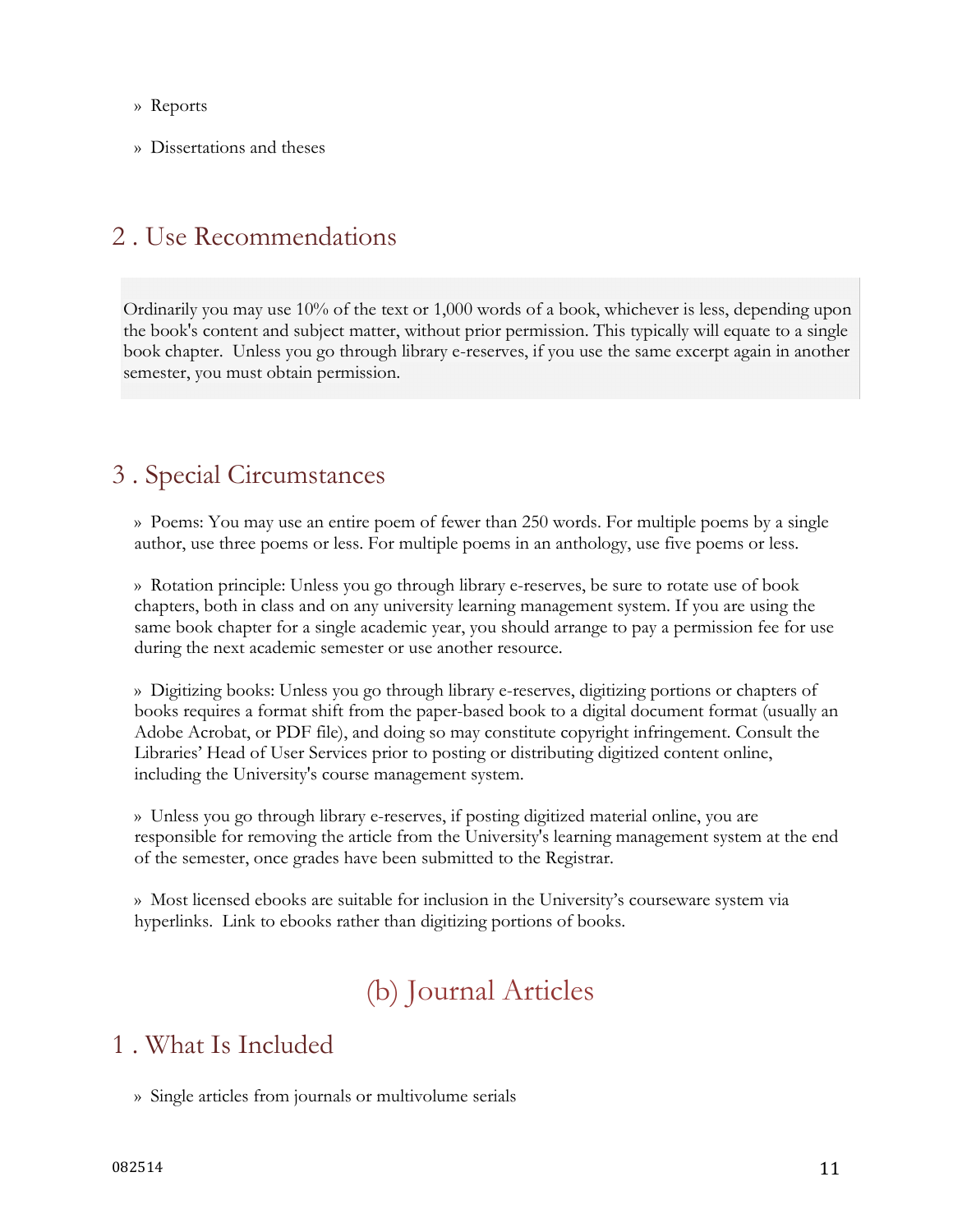» Reports

» Dissertations and theses

## 2 . Use Recommendations

Ordinarily you may use 10% of the text or 1,000 words of a book, whichever is less, depending upon the book's content and subject matter, without prior permission. This typically will equate to a single book chapter. Unless you go through library e-reserves, if you use the same excerpt again in another semester, you must obtain permission.

## 3 . Special Circumstances

» Poems: You may use an entire poem of fewer than 250 words. For multiple poems by a single author, use three poems or less. For multiple poems in an anthology, use five poems or less.

» Rotation principle: Unless you go through library e-reserves, be sure to rotate use of book chapters, both in class and on any university learning management system. If you are using the same book chapter for a single academic year, you should arrange to pay a permission fee for use during the next academic semester or use another resource.

» Digitizing books: Unless you go through library e-reserves, digitizing portions or chapters of books requires a format shift from the paper-based book to a digital document format (usually an Adobe Acrobat, or PDF file), and doing so may constitute copyright infringement. Consult the Libraries' Head of User Services prior to posting or distributing digitized content online, including the University's course management system.

» Unless you go through library e-reserves, if posting digitized material online, you are responsible for removing the article from the University's learning management system at the end of the semester, once grades have been submitted to the Registrar.

» Most licensed ebooks are suitable for inclusion in the University's courseware system via hyperlinks. Link to ebooks rather than digitizing portions of books.

# (b) Journal Articles

## 1 . What Is Included

» Single articles from journals or multivolume serials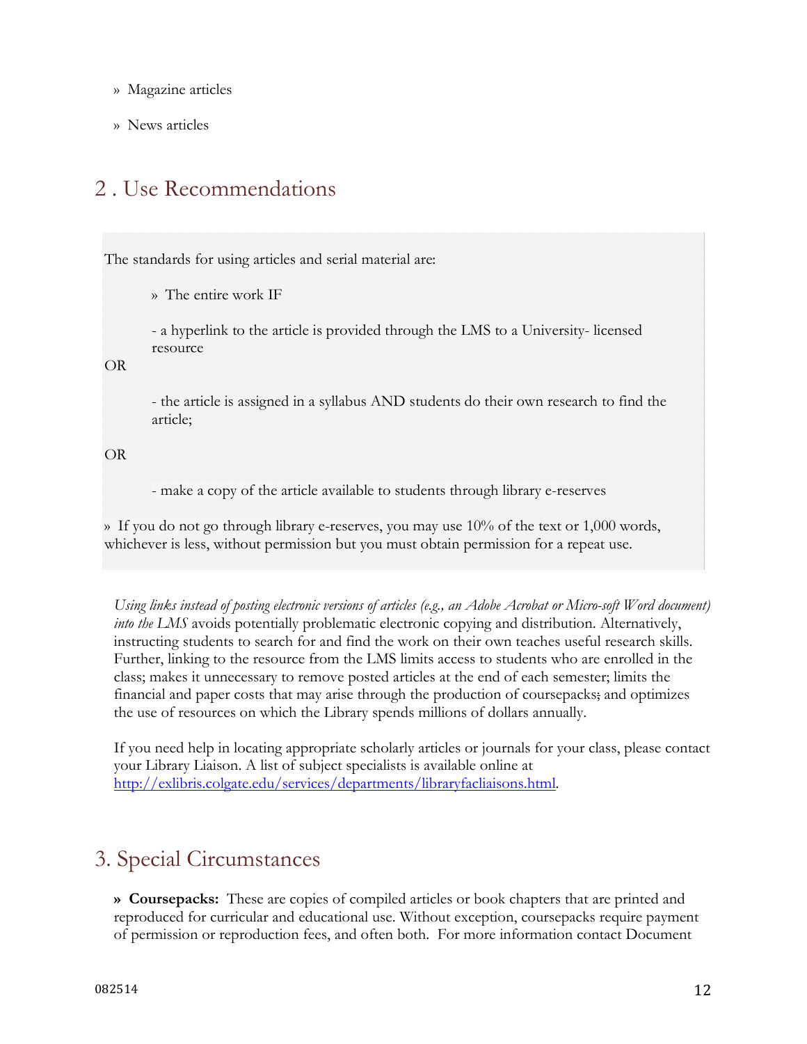» Magazine articles

» News articles

## 2 . Use Recommendations

The standards for using articles and serial material are:

» The entire work IF

- a hyperlink to the article is provided through the LMS to a University- licensed resource

OR

- the article is assigned in a syllabus AND students do their own research to find the article;

OR

- make a copy of the article available to students through library e-reserves

» If you do not go through library e-reserves, you may use 10% of the text or 1,000 words, whichever is less, without permission but you must obtain permission for a repeat use.

*Using links instead of posting electronic versions of articles (e.g., an Adobe Acrobat or Micro-soft Word document) into the LMS* avoids potentially problematic electronic copying and distribution. Alternatively, instructing students to search for and find the work on their own teaches useful research skills. Further, linking to the resource from the LMS limits access to students who are enrolled in the class; makes it unnecessary to remove posted articles at the end of each semester; limits the financial and paper costs that may arise through the production of coursepacks; and optimizes the use of resources on which the Library spends millions of dollars annually.

If you need help in locating appropriate scholarly articles or journals for your class, please contact your Library Liaison. A list of subject specialists is available online at http://exlibris.colgate.edu/services/departments/libraryfacliaisons.html.

## 3. Special Circumstances

**» Coursepacks:** These are copies of compiled articles or book chapters that are printed and reproduced for curricular and educational use. Without exception, coursepacks require payment of permission or reproduction fees, and often both. For more information contact Document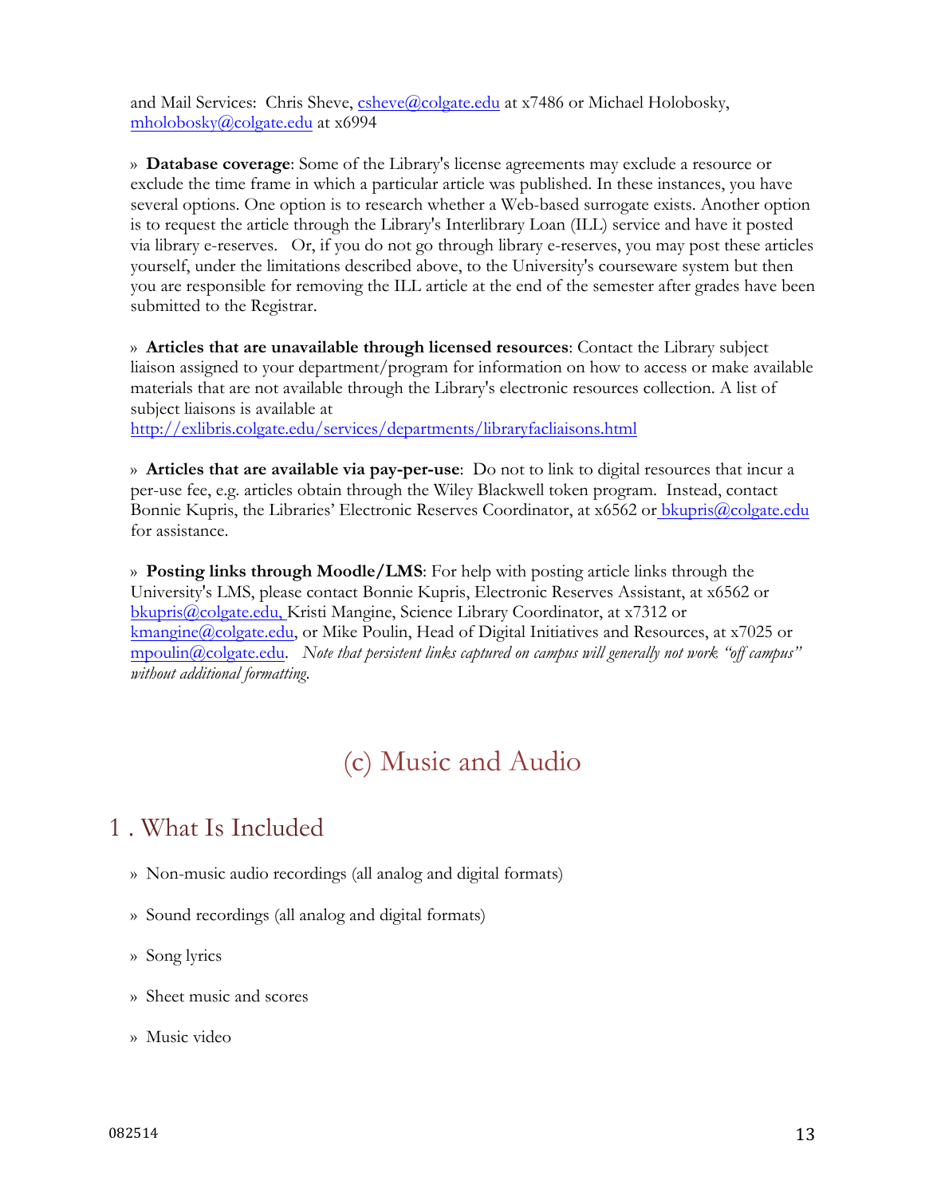and Mail Services: Chris Sheve, csheve@colgate.edu at x7486 or Michael Holobosky, mholobosky@colgate.edu at x6994

» **Database coverage**: Some of the Library's license agreements may exclude a resource or exclude the time frame in which a particular article was published. In these instances, you have several options. One option is to research whether a Web-based surrogate exists. Another option is to request the article through the Library's Interlibrary Loan (ILL) service and have it posted via library e-reserves. Or, if you do not go through library e-reserves, you may post these articles yourself, under the limitations described above, to the University's courseware system but then you are responsible for removing the ILL article at the end of the semester after grades have been submitted to the Registrar.

» **Articles that are unavailable through licensed resources**: Contact the Library subject liaison assigned to your department/program for information on how to access or make available materials that are not available through the Library's electronic resources collection. A list of subject liaisons is available at http://exlibris.colgate.edu/services/departments/libraryfacliaisons.html

» **Articles that are available via pay-per-use**: Do not to link to digital resources that incur a per-use fee, e.g. articles obtain through the Wiley Blackwell token program. Instead, contact Bonnie Kupris, the Libraries' Electronic Reserves Coordinator, at x6562 or bkupris@colgate.edu for assistance.

» **Posting links through Moodle/LMS**: For help with posting article links through the University's LMS, please contact Bonnie Kupris, Electronic Reserves Assistant, at x6562 or bkupris@colgate.edu, Kristi Mangine, Science Library Coordinator, at x7312 or kmangine@colgate.edu, or Mike Poulin, Head of Digital Initiatives and Resources, at x7025 or mpoulin@colgate.edu. *Note that persistent links captured on campus will generally not work "off campus" without additional formatting.*

# (c) Music and Audio

## 1 . What Is Included

» Non-music audio recordings (all analog and digital formats)

» Sound recordings (all analog and digital formats)

» Song lyrics

» Sheet music and scores

» Music video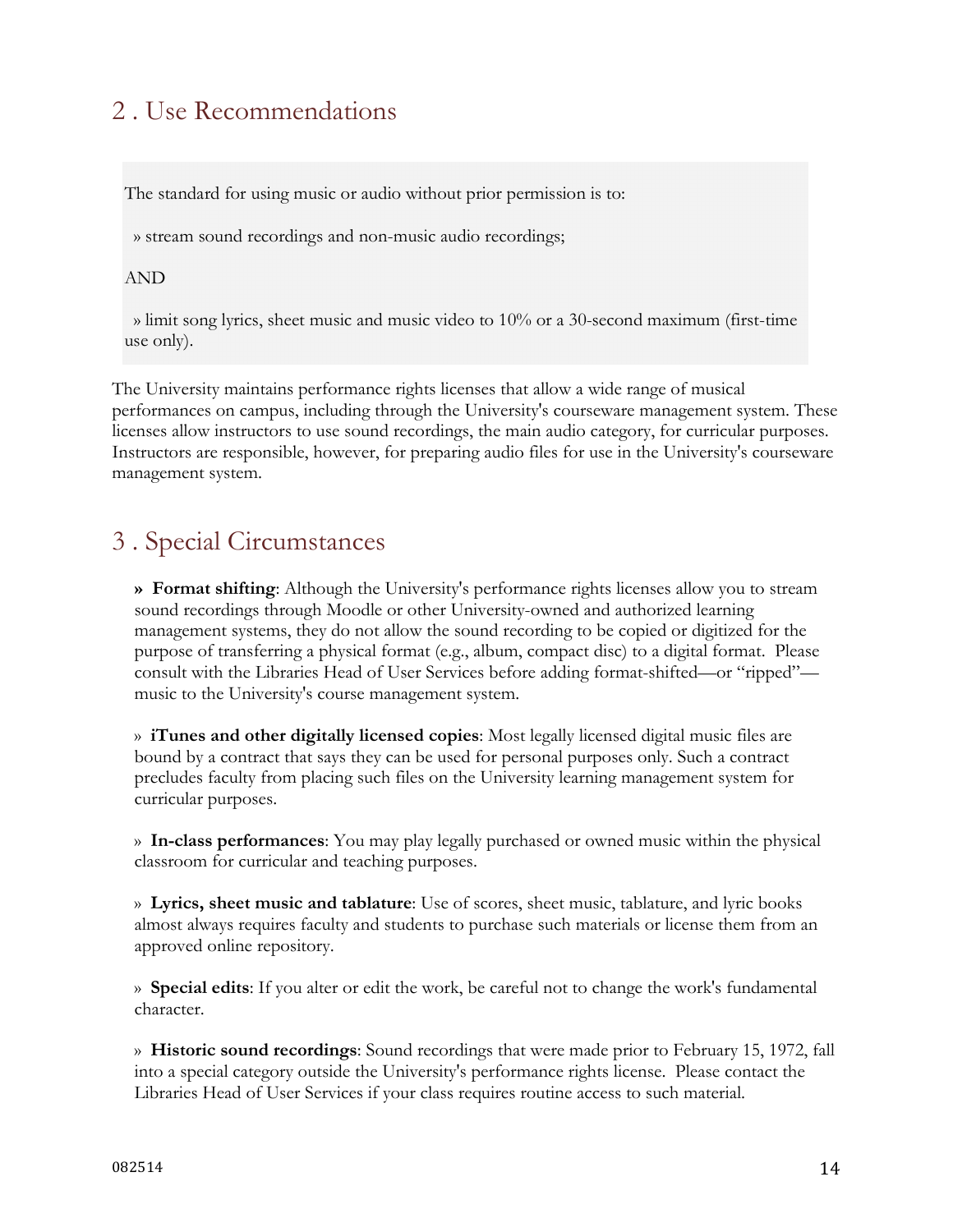## 2 . Use Recommendations

The standard for using music or audio without prior permission is to:

» stream sound recordings and non-music audio recordings;

AND

» limit song lyrics, sheet music and music video to 10% or a 30-second maximum (first-time use only).

The University maintains performance rights licenses that allow a wide range of musical performances on campus, including through the University's courseware management system. These licenses allow instructors to use sound recordings, the main audio category, for curricular purposes. Instructors are responsible, however, for preparing audio files for use in the University's courseware management system.

## 3 . Special Circumstances

» **Format shifting**: Although the University's performance rights licenses allow you to stream sound recordings through Moodle or other University-owned and authorized learning management systems, they do not allow the sound recording to be copied or digitized for the purpose of transferring a physical format (e.g., album, compact disc) to a digital format. Please consult with the Libraries Head of User Services before adding format-shifted—or "ripped"—music to the University's course management system.

» **iTunes and other digitally licensed copies**: Most legally licensed digital music files are bound by a contract that says they can be used for personal purposes only. Such a contract precludes faculty from placing such files on the University learning management system for curricular purposes.

» **In-class performances**: You may play legally purchased or owned music within the physical classroom for curricular and teaching purposes.

» **Lyrics, sheet music and tablature**: Use of scores, sheet music, tablature, and lyric books almost always requires faculty and students to purchase such materials or license them from an approved online repository.

» **Special edits**: If you alter or edit the work, be careful not to change the work's fundamental character.

» **Historic sound recordings**: Sound recordings that were made prior to February 15, 1972, fall into a special category outside the University's performance rights license. Please contact the Libraries Head of User Services if your class requires routine access to such material.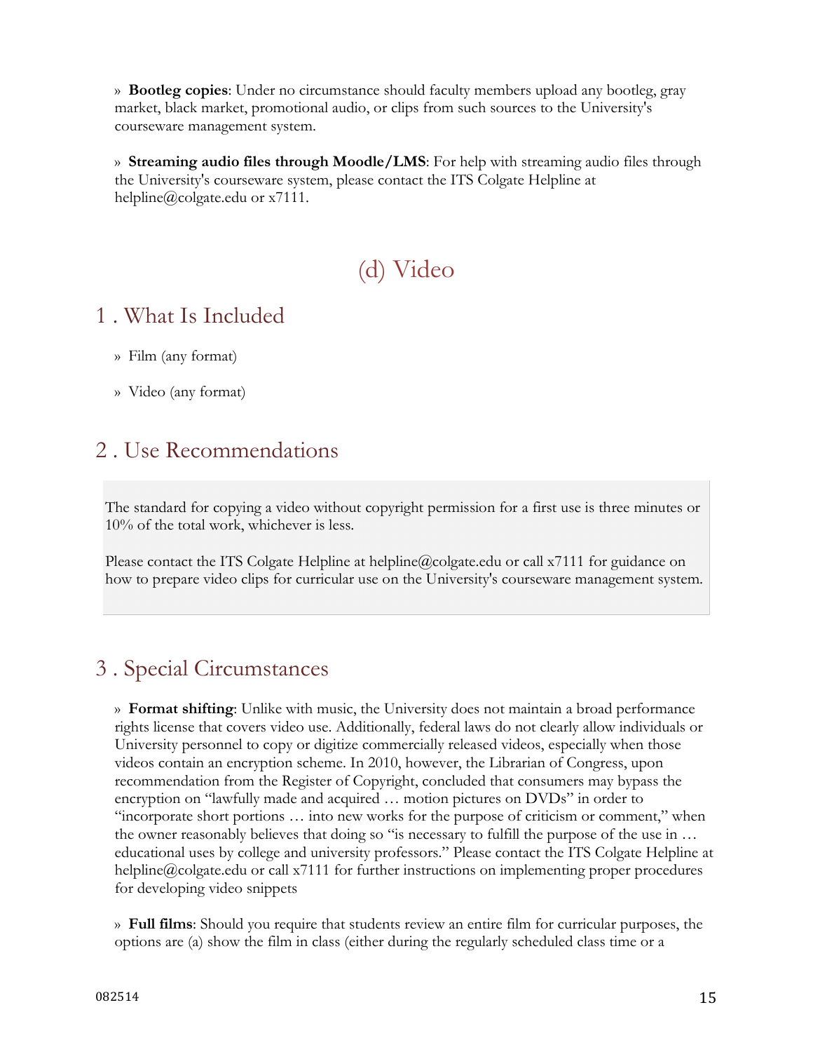» **Bootleg copies**: Under no circumstance should faculty members upload any bootleg, gray market, black market, promotional audio, or clips from such sources to the University's courseware management system.

» **Streaming audio files through Moodle/LMS**: For help with streaming audio files through the University's courseware system, please contact the ITS Colgate Helpline at helpline@colgate.edu or x7111.

# (d) Video

## 1 . What Is Included

» Film (any format)

» Video (any format)

## 2 . Use Recommendations

The standard for copying a video without copyright permission for a first use is three minutes or 10% of the total work, whichever is less.

Please contact the ITS Colgate Helpline at helpline@colgate.edu or call x7111 for guidance on how to prepare video clips for curricular use on the University's courseware management system.

## 3 . Special Circumstances

» **Format shifting**: Unlike with music, the University does not maintain a broad performance rights license that covers video use. Additionally, federal laws do not clearly allow individuals or University personnel to copy or digitize commercially released videos, especially when those videos contain an encryption scheme. In 2010, however, the Librarian of Congress, upon recommendation from the Register of Copyright, concluded that consumers may bypass the encryption on "lawfully made and acquired … motion pictures on DVDs" in order to "incorporate short portions … into new works for the purpose of criticism or comment," when the owner reasonably believes that doing so "is necessary to fulfill the purpose of the use in … educational uses by college and university professors." Please contact the ITS Colgate Helpline at helpline@colgate.edu or call x7111 for further instructions on implementing proper procedures for developing video snippets

» **Full films**: Should you require that students review an entire film for curricular purposes, the options are (a) show the film in class (either during the regularly scheduled class time or a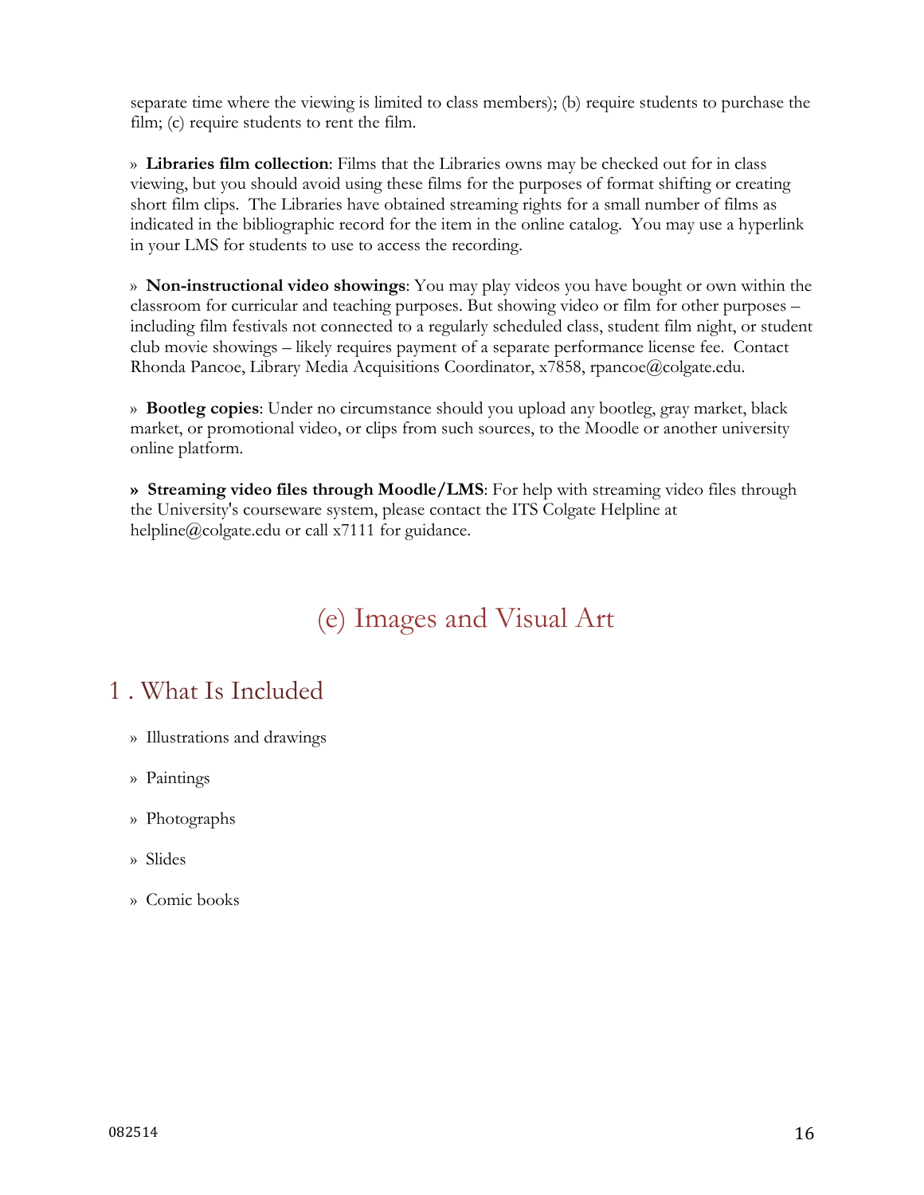separate time where the viewing is limited to class members); (b) require students to purchase the film; (c) require students to rent the film.

» **Libraries film collection**: Films that the Libraries owns may be checked out for in class viewing, but you should avoid using these films for the purposes of format shifting or creating short film clips. The Libraries have obtained streaming rights for a small number of films as indicated in the bibliographic record for the item in the online catalog. You may use a hyperlink in your LMS for students to use to access the recording.

» **Non-instructional video showings**: You may play videos you have bought or own within the classroom for curricular and teaching purposes. But showing video or film for other purposes – including film festivals not connected to a regularly scheduled class, student film night, or student club movie showings – likely requires payment of a separate performance license fee. Contact Rhonda Pancoe, Library Media Acquisitions Coordinator, x7858, rpancoe@colgate.edu.

» **Bootleg copies**: Under no circumstance should you upload any bootleg, gray market, black market, or promotional video, or clips from such sources, to the Moodle or another university online platform.

**» Streaming video files through Moodle/LMS**: For help with streaming video files through the University's courseware system, please contact the ITS Colgate Helpline at helpline@colgate.edu or call x7111 for guidance.

# (e) Images and Visual Art

## 1 . What Is Included

- Illustrations and drawings
- Paintings
- Photographs
- Slides
- Comic books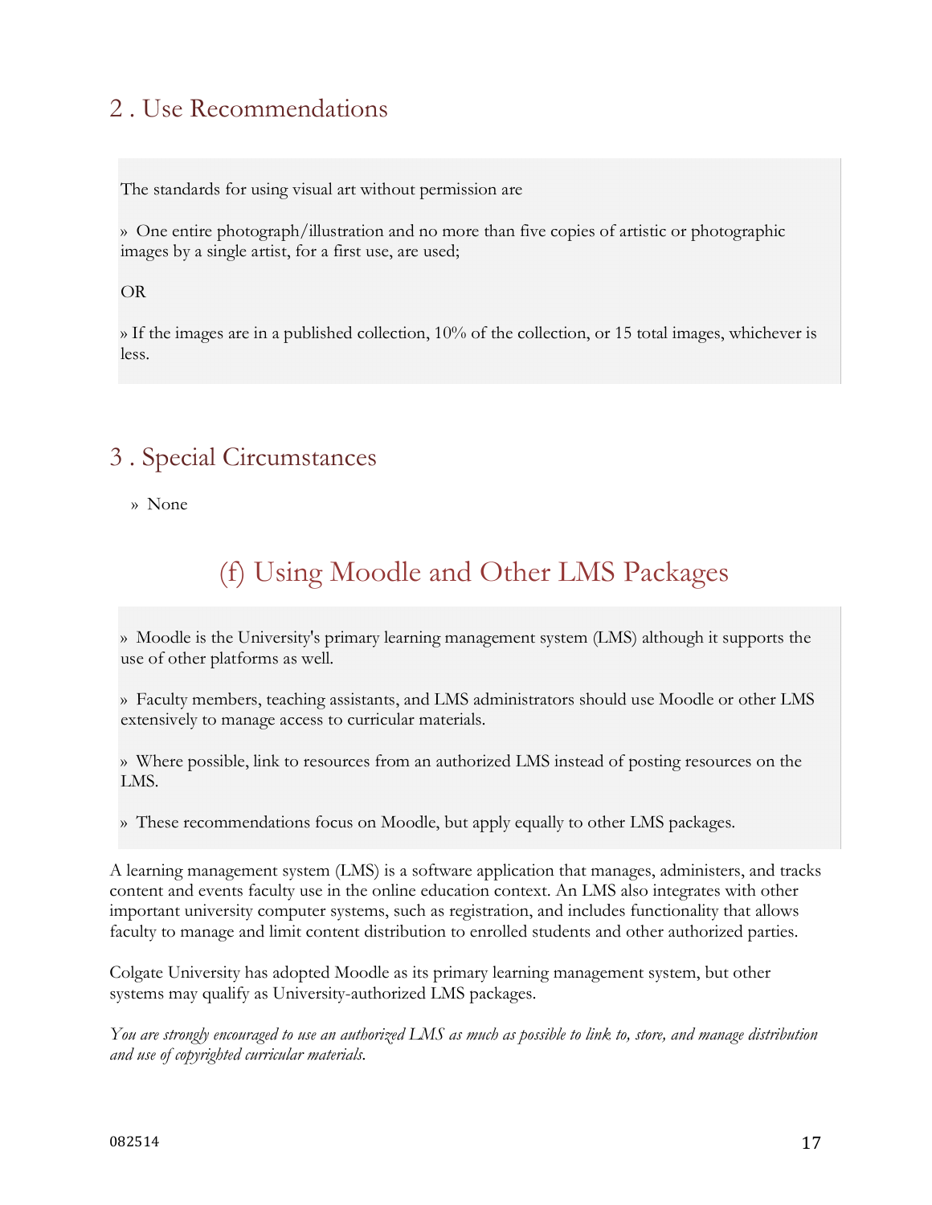## 2 . Use Recommendations

The standards for using visual art without permission are

» One entire photograph/illustration and no more than five copies of artistic or photographic images by a single artist, for a first use, are used;

OR

» If the images are in a published collection, 10% of the collection, or 15 total images, whichever is less.

## 3 . Special Circumstances

» None

# (f) Using Moodle and Other LMS Packages

» Moodle is the University's primary learning management system (LMS) although it supports the use of other platforms as well.

» Faculty members, teaching assistants, and LMS administrators should use Moodle or other LMS extensively to manage access to curricular materials.

» Where possible, link to resources from an authorized LMS instead of posting resources on the LMS.

» These recommendations focus on Moodle, but apply equally to other LMS packages.

A learning management system (LMS) is a software application that manages, administers, and tracks content and events faculty use in the online education context. An LMS also integrates with other important university computer systems, such as registration, and includes functionality that allows faculty to manage and limit content distribution to enrolled students and other authorized parties.

Colgate University has adopted Moodle as its primary learning management system, but other systems may qualify as University-authorized LMS packages.

*You are strongly encouraged to use an authorized LMS as much as possible to link to, store, and manage distribution and use of copyrighted curricular materials.*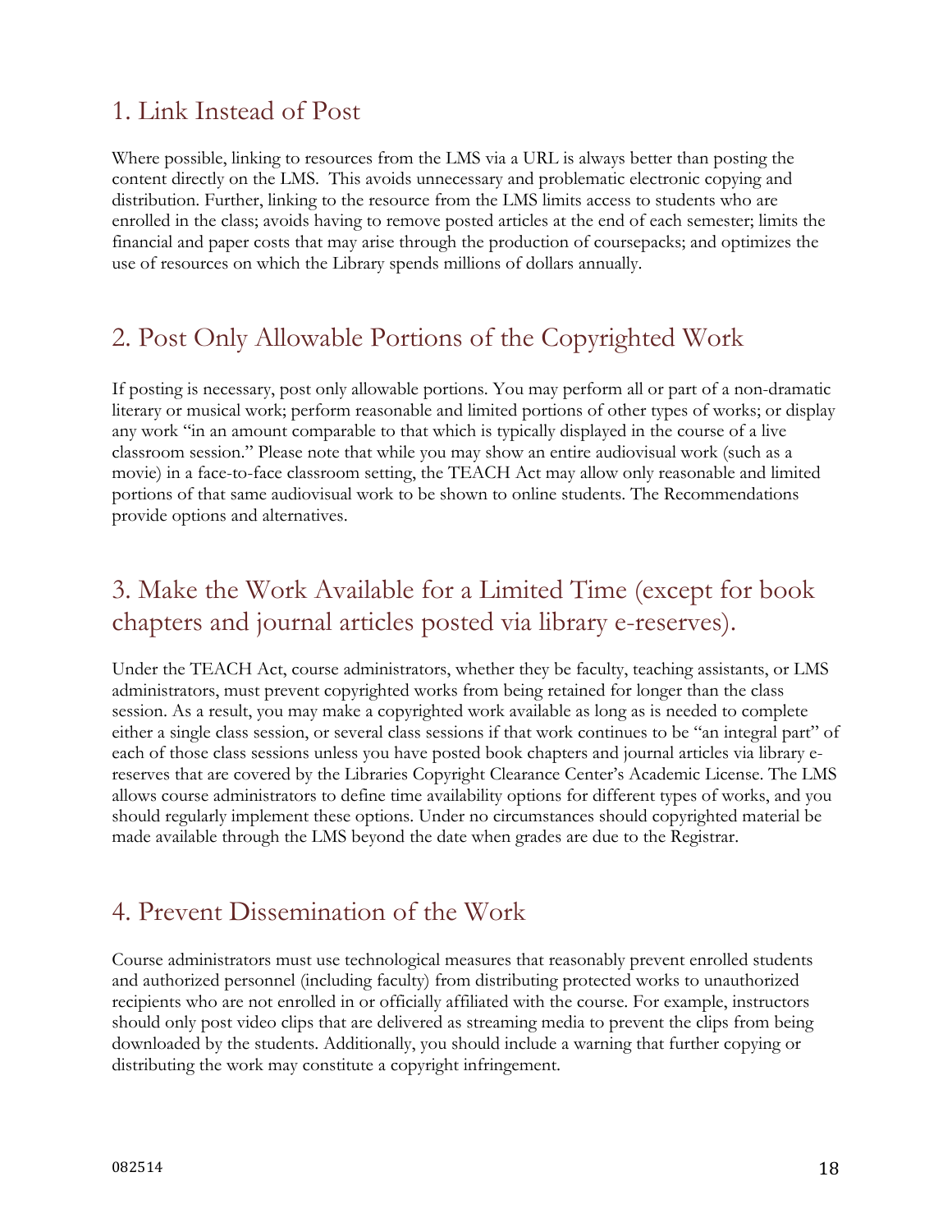## 1. Link Instead of Post

Where possible, linking to resources from the LMS via a URL is always better than posting the content directly on the LMS. This avoids unnecessary and problematic electronic copying and distribution. Further, linking to the resource from the LMS limits access to students who are enrolled in the class; avoids having to remove posted articles at the end of each semester; limits the financial and paper costs that may arise through the production of coursepacks; and optimizes the use of resources on which the Library spends millions of dollars annually.

## 2. Post Only Allowable Portions of the Copyrighted Work

If posting is necessary, post only allowable portions. You may perform all or part of a non-dramatic literary or musical work; perform reasonable and limited portions of other types of works; or display any work "in an amount comparable to that which is typically displayed in the course of a live classroom session." Please note that while you may show an entire audiovisual work (such as a movie) in a face-to-face classroom setting, the TEACH Act may allow only reasonable and limited portions of that same audiovisual work to be shown to online students. The Recommendations provide options and alternatives.

## 3. Make the Work Available for a Limited Time (except for book chapters and journal articles posted via library e-reserves).

Under the TEACH Act, course administrators, whether they be faculty, teaching assistants, or LMS administrators, must prevent copyrighted works from being retained for longer than the class session. As a result, you may make a copyrighted work available as long as is needed to complete either a single class session, or several class sessions if that work continues to be "an integral part" of each of those class sessions unless you have posted book chapters and journal articles via library e-reserves that are covered by the Libraries Copyright Clearance Center's Academic License. The LMS allows course administrators to define time availability options for different types of works, and you should regularly implement these options. Under no circumstances should copyrighted material be made available through the LMS beyond the date when grades are due to the Registrar.

## 4. Prevent Dissemination of the Work

Course administrators must use technological measures that reasonably prevent enrolled students and authorized personnel (including faculty) from distributing protected works to unauthorized recipients who are not enrolled in or officially affiliated with the course. For example, instructors should only post video clips that are delivered as streaming media to prevent the clips from being downloaded by the students. Additionally, you should include a warning that further copying or distributing the work may constitute a copyright infringement.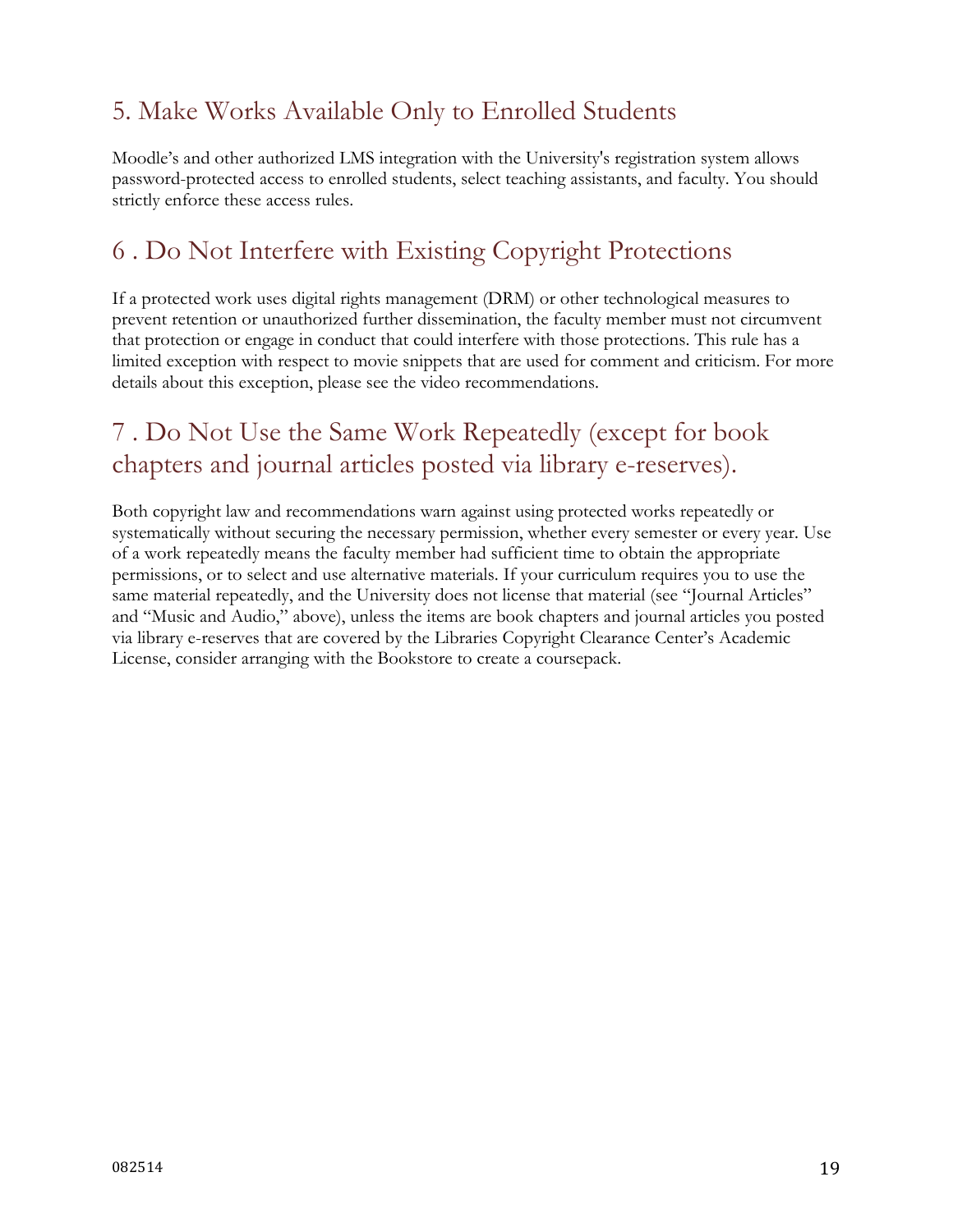## 5. Make Works Available Only to Enrolled Students

Moodle's and other authorized LMS integration with the University's registration system allows password-protected access to enrolled students, select teaching assistants, and faculty. You should strictly enforce these access rules.

## 6 . Do Not Interfere with Existing Copyright Protections

If a protected work uses digital rights management (DRM) or other technological measures to prevent retention or unauthorized further dissemination, the faculty member must not circumvent that protection or engage in conduct that could interfere with those protections. This rule has a limited exception with respect to movie snippets that are used for comment and criticism. For more details about this exception, please see the video recommendations.

## 7 . Do Not Use the Same Work Repeatedly (except for book chapters and journal articles posted via library e-reserves).

Both copyright law and recommendations warn against using protected works repeatedly or systematically without securing the necessary permission, whether every semester or every year. Use of a work repeatedly means the faculty member had sufficient time to obtain the appropriate permissions, or to select and use alternative materials. If your curriculum requires you to use the same material repeatedly, and the University does not license that material (see "Journal Articles" and "Music and Audio," above), unless the items are book chapters and journal articles you posted via library e-reserves that are covered by the Libraries Copyright Clearance Center's Academic License, consider arranging with the Bookstore to create a coursepack.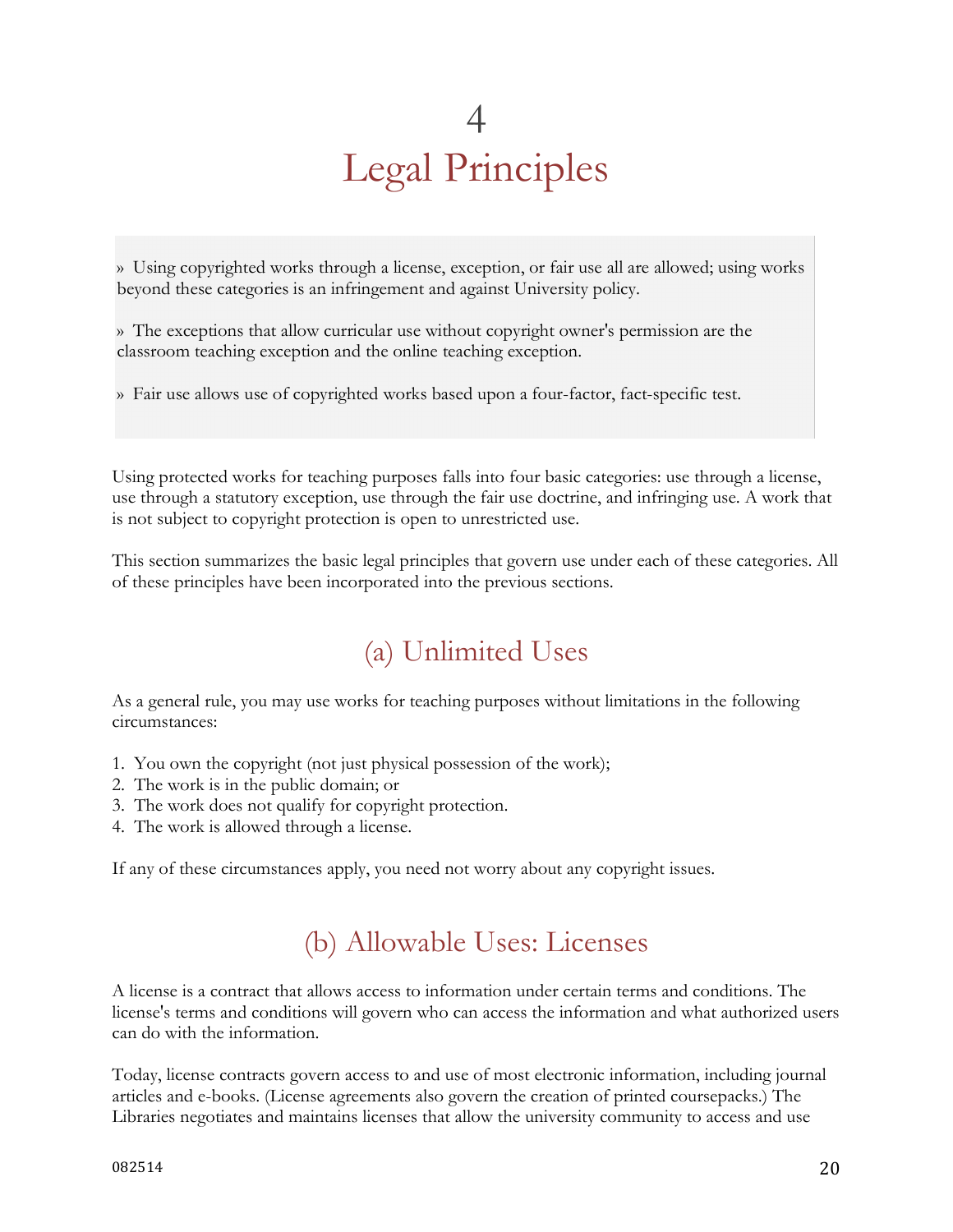# 4
# Legal Principles

> » Using copyrighted works through a license, exception, or fair use all are allowed; using works beyond these categories is an infringement and against University policy.
>
> » The exceptions that allow curricular use without copyright owner's permission are the classroom teaching exception and the online teaching exception.
>
> » Fair use allows use of copyrighted works based upon a four-factor, fact-specific test.

Using protected works for teaching purposes falls into four basic categories: use through a license, use through a statutory exception, use through the fair use doctrine, and infringing use. A work that is not subject to copyright protection is open to unrestricted use.

This section summarizes the basic legal principles that govern use under each of these categories. All of these principles have been incorporated into the previous sections.

## (a) Unlimited Uses

As a general rule, you may use works for teaching purposes without limitations in the following circumstances:

1. You own the copyright (not just physical possession of the work);
2. The work is in the public domain; or
3. The work does not qualify for copyright protection.
4. The work is allowed through a license.

If any of these circumstances apply, you need not worry about any copyright issues.

## (b) Allowable Uses: Licenses

A license is a contract that allows access to information under certain terms and conditions. The license's terms and conditions will govern who can access the information and what authorized users can do with the information.

Today, license contracts govern access to and use of most electronic information, including journal articles and e-books. (License agreements also govern the creation of printed coursepacks.) The Libraries negotiates and maintains licenses that allow the university community to access and use

082514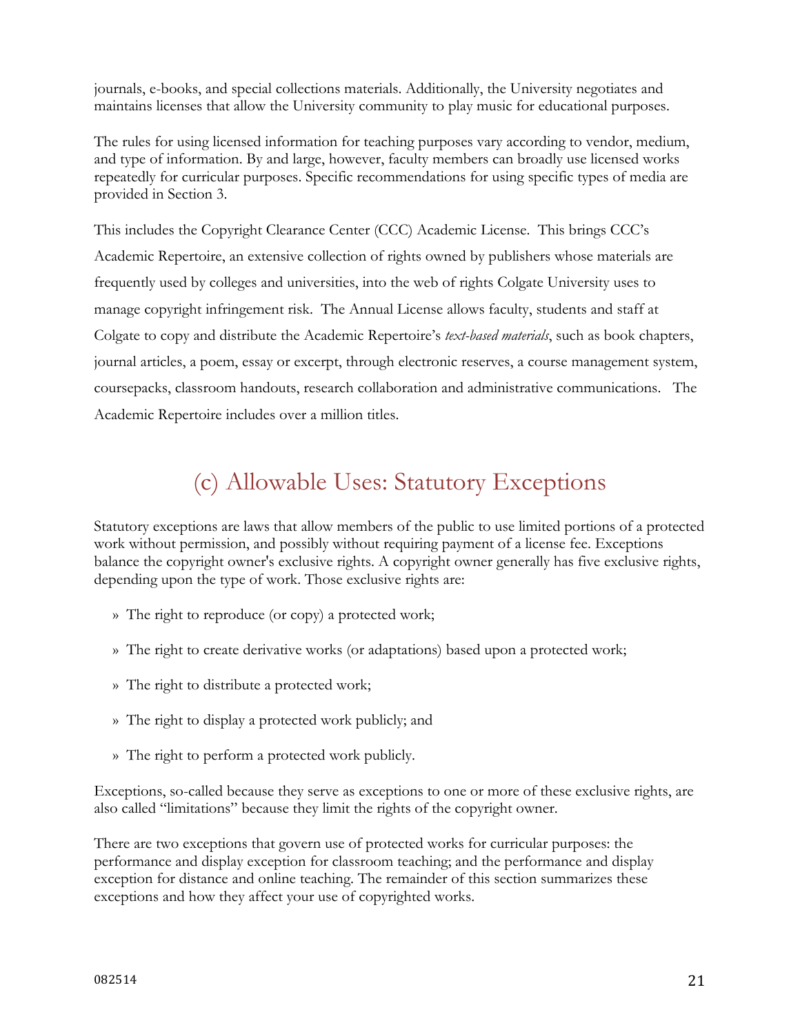journals, e-books, and special collections materials. Additionally, the University negotiates and maintains licenses that allow the University community to play music for educational purposes.

The rules for using licensed information for teaching purposes vary according to vendor, medium, and type of information. By and large, however, faculty members can broadly use licensed works repeatedly for curricular purposes. Specific recommendations for using specific types of media are provided in Section 3.

This includes the Copyright Clearance Center (CCC) Academic License. This brings CCC's Academic Repertoire, an extensive collection of rights owned by publishers whose materials are frequently used by colleges and universities, into the web of rights Colgate University uses to manage copyright infringement risk. The Annual License allows faculty, students and staff at Colgate to copy and distribute the Academic Repertoire's *text-based materials*, such as book chapters, journal articles, a poem, essay or excerpt, through electronic reserves, a course management system, coursepacks, classroom handouts, research collaboration and administrative communications. The Academic Repertoire includes over a million titles.

## (c) Allowable Uses: Statutory Exceptions

Statutory exceptions are laws that allow members of the public to use limited portions of a protected work without permission, and possibly without requiring payment of a license fee. Exceptions balance the copyright owner's exclusive rights. A copyright owner generally has five exclusive rights, depending upon the type of work. Those exclusive rights are:

- The right to reproduce (or copy) a protected work;
- The right to create derivative works (or adaptations) based upon a protected work;
- The right to distribute a protected work;
- The right to display a protected work publicly; and
- The right to perform a protected work publicly.

Exceptions, so-called because they serve as exceptions to one or more of these exclusive rights, are also called "limitations" because they limit the rights of the copyright owner.

There are two exceptions that govern use of protected works for curricular purposes: the performance and display exception for classroom teaching; and the performance and display exception for distance and online teaching. The remainder of this section summarizes these exceptions and how they affect your use of copyrighted works.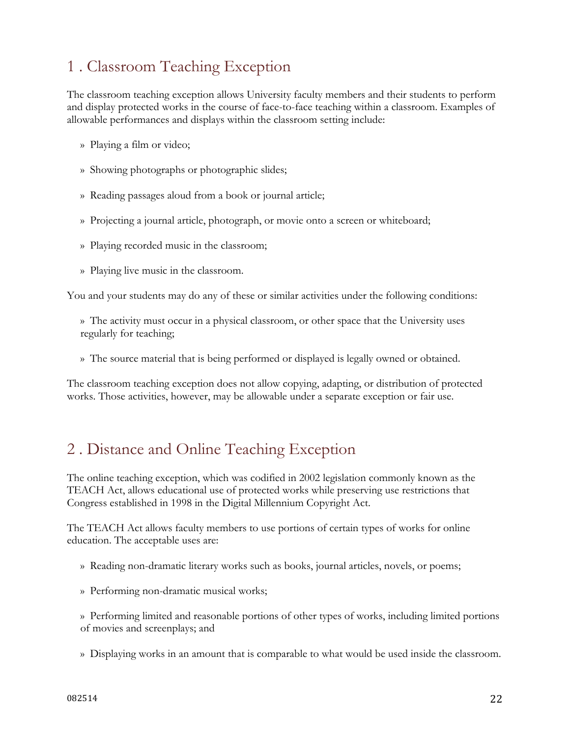## 1 . Classroom Teaching Exception

The classroom teaching exception allows University faculty members and their students to perform and display protected works in the course of face-to-face teaching within a classroom. Examples of allowable performances and displays within the classroom setting include:

» Playing a film or video;

» Showing photographs or photographic slides;

» Reading passages aloud from a book or journal article;

» Projecting a journal article, photograph, or movie onto a screen or whiteboard;

» Playing recorded music in the classroom;

» Playing live music in the classroom.

You and your students may do any of these or similar activities under the following conditions:

» The activity must occur in a physical classroom, or other space that the University uses regularly for teaching;

» The source material that is being performed or displayed is legally owned or obtained.

The classroom teaching exception does not allow copying, adapting, or distribution of protected works. Those activities, however, may be allowable under a separate exception or fair use.

## 2 . Distance and Online Teaching Exception

The online teaching exception, which was codified in 2002 legislation commonly known as the TEACH Act, allows educational use of protected works while preserving use restrictions that Congress established in 1998 in the Digital Millennium Copyright Act.

The TEACH Act allows faculty members to use portions of certain types of works for online education. The acceptable uses are:

» Reading non-dramatic literary works such as books, journal articles, novels, or poems;

» Performing non-dramatic musical works;

» Performing limited and reasonable portions of other types of works, including limited portions of movies and screenplays; and

» Displaying works in an amount that is comparable to what would be used inside the classroom.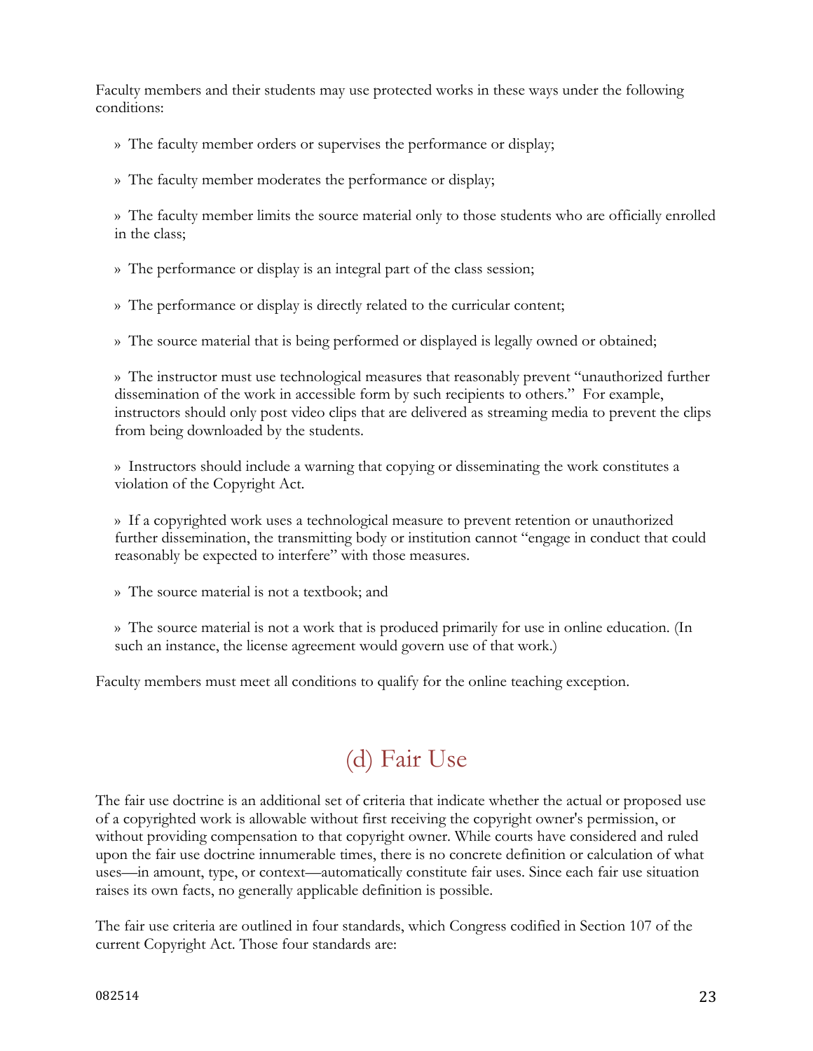Faculty members and their students may use protected works in these ways under the following conditions:

» The faculty member orders or supervises the performance or display;

» The faculty member moderates the performance or display;

» The faculty member limits the source material only to those students who are officially enrolled in the class;

» The performance or display is an integral part of the class session;

» The performance or display is directly related to the curricular content;

» The source material that is being performed or displayed is legally owned or obtained;

» The instructor must use technological measures that reasonably prevent "unauthorized further dissemination of the work in accessible form by such recipients to others." For example, instructors should only post video clips that are delivered as streaming media to prevent the clips from being downloaded by the students.

» Instructors should include a warning that copying or disseminating the work constitutes a violation of the Copyright Act.

» If a copyrighted work uses a technological measure to prevent retention or unauthorized further dissemination, the transmitting body or institution cannot "engage in conduct that could reasonably be expected to interfere" with those measures.

» The source material is not a textbook; and

» The source material is not a work that is produced primarily for use in online education. (In such an instance, the license agreement would govern use of that work.)

Faculty members must meet all conditions to qualify for the online teaching exception.

## (d) Fair Use

The fair use doctrine is an additional set of criteria that indicate whether the actual or proposed use of a copyrighted work is allowable without first receiving the copyright owner's permission, or without providing compensation to that copyright owner. While courts have considered and ruled upon the fair use doctrine innumerable times, there is no concrete definition or calculation of what uses—in amount, type, or context—automatically constitute fair uses. Since each fair use situation raises its own facts, no generally applicable definition is possible.

The fair use criteria are outlined in four standards, which Congress codified in Section 107 of the current Copyright Act. Those four standards are: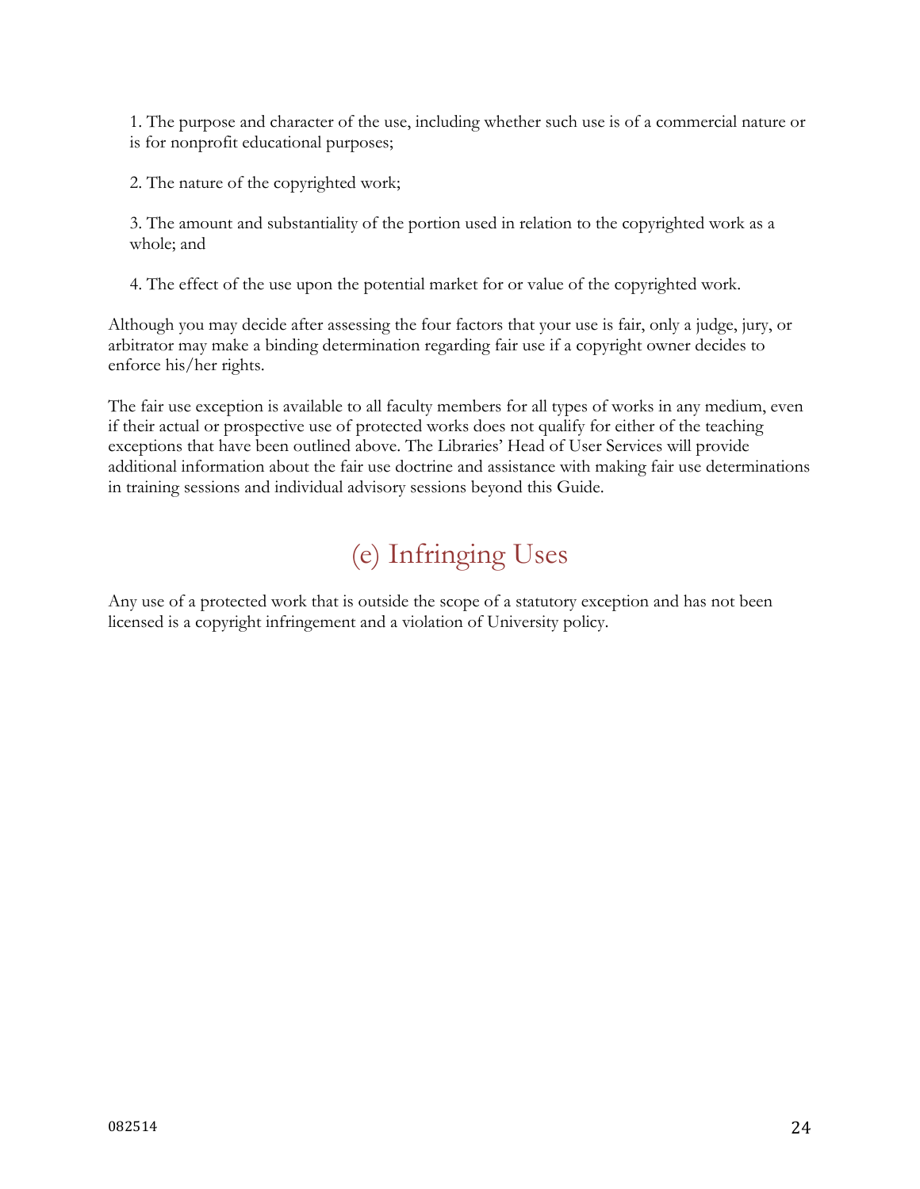1. The purpose and character of the use, including whether such use is of a commercial nature or is for nonprofit educational purposes;

2. The nature of the copyrighted work;

3. The amount and substantiality of the portion used in relation to the copyrighted work as a whole; and

4. The effect of the use upon the potential market for or value of the copyrighted work.

Although you may decide after assessing the four factors that your use is fair, only a judge, jury, or arbitrator may make a binding determination regarding fair use if a copyright owner decides to enforce his/her rights.

The fair use exception is available to all faculty members for all types of works in any medium, even if their actual or prospective use of protected works does not qualify for either of the teaching exceptions that have been outlined above. The Libraries' Head of User Services will provide additional information about the fair use doctrine and assistance with making fair use determinations in training sessions and individual advisory sessions beyond this Guide.

## (e) Infringing Uses

Any use of a protected work that is outside the scope of a statutory exception and has not been licensed is a copyright infringement and a violation of University policy.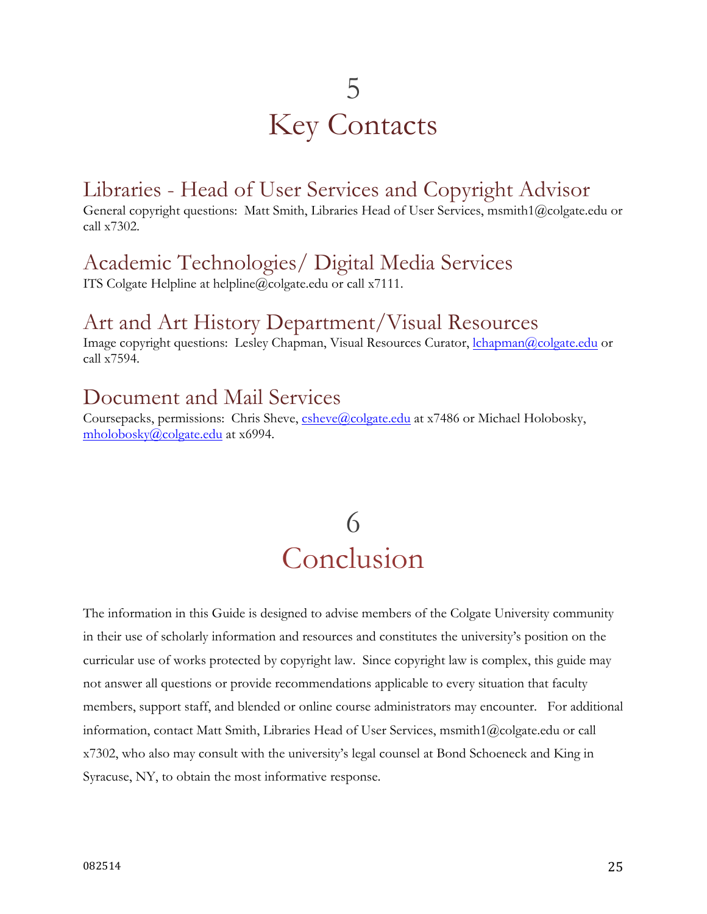# 5 Key Contacts

## Libraries - Head of User Services and Copyright Advisor

General copyright questions: Matt Smith, Libraries Head of User Services, msmith1@colgate.edu or call x7302.

## Academic Technologies/ Digital Media Services

ITS Colgate Helpline at helpline@colgate.edu or call x7111.

## Art and Art History Department/Visual Resources

Image copyright questions: Lesley Chapman, Visual Resources Curator, lchapman@colgate.edu or call x7594.

## Document and Mail Services

Coursepacks, permissions: Chris Sheve, csheve@colgate.edu at x7486 or Michael Holobosky, mholobosky@colgate.edu at x6994.

# 6 Conclusion

The information in this Guide is designed to advise members of the Colgate University community in their use of scholarly information and resources and constitutes the university's position on the curricular use of works protected by copyright law. Since copyright law is complex, this guide may not answer all questions or provide recommendations applicable to every situation that faculty members, support staff, and blended or online course administrators may encounter. For additional information, contact Matt Smith, Libraries Head of User Services, msmith1@colgate.edu or call x7302, who also may consult with the university's legal counsel at Bond Schoeneck and King in Syracuse, NY, to obtain the most informative response.

082514